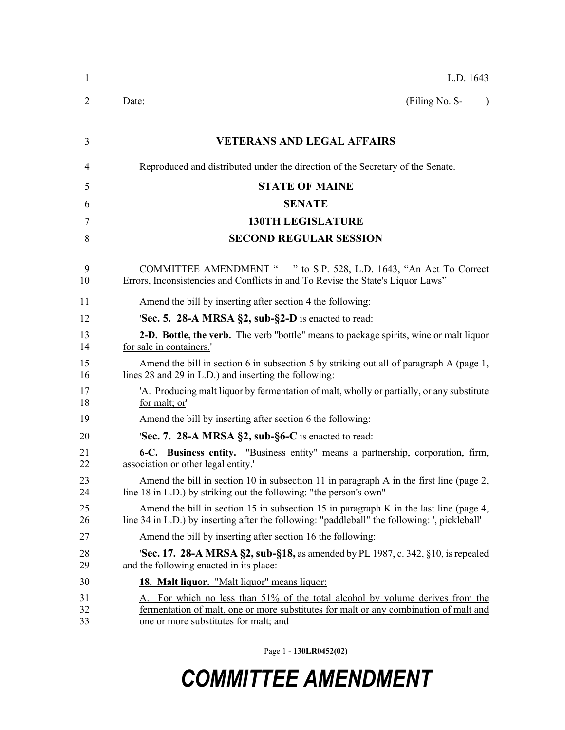L.D. 1643

Date: (Filing No. S- )

**VETERANS AND LEGAL AFFAIRS**

Reproduced and distributed under the direction of the Secretary of the Senate.

**STATE OF MAINE**

**SENATE**

**130TH LEGISLATURE**

**SECOND REGULAR SESSION**

COMMITTEE AMENDMENT " " to S.P. 528, L.D. 1643, "An Act To Correct Errors, Inconsistencies and Conflicts in and To Revise the State's Liquor Laws"

Amend the bill by inserting after section 4 the following:

'**Sec. 5. 28-A MRSA §2, sub-§2-D** is enacted to read:

**2-D. Bottle, the verb.** The verb "bottle" means to package spirits, wine or malt liquor for sale in containers.'

Amend the bill in section 6 in subsection 5 by striking out all of paragraph A (page 1, lines 28 and 29 in L.D.) and inserting the following:

'A. Producing malt liquor by fermentation of malt, wholly or partially, or any substitute for malt; or'

Amend the bill by inserting after section 6 the following:

'**Sec. 7. 28-A MRSA §2, sub-§6-C** is enacted to read:

**6-C. Business entity.** "Business entity" means a partnership, corporation, firm, association or other legal entity.'

Amend the bill in section 10 in subsection 11 in paragraph A in the first line (page 2, line 18 in L.D.) by striking out the following: "the person's own"

Amend the bill in section 15 in subsection 15 in paragraph K in the last line (page 4, line 34 in L.D.) by inserting after the following: "paddleball" the following: ', pickleball'

Amend the bill by inserting after section 16 the following:

'**Sec. 17. 28-A MRSA §2, sub-§18,** as amended by PL 1987, c. 342, §10, is repealed and the following enacted in its place:

**18. Malt liquor.** "Malt liquor" means liquor:

A. For which no less than 51% of the total alcohol by volume derives from the fermentation of malt, one or more substitutes for malt or any combination of malt and one or more substitutes for malt; and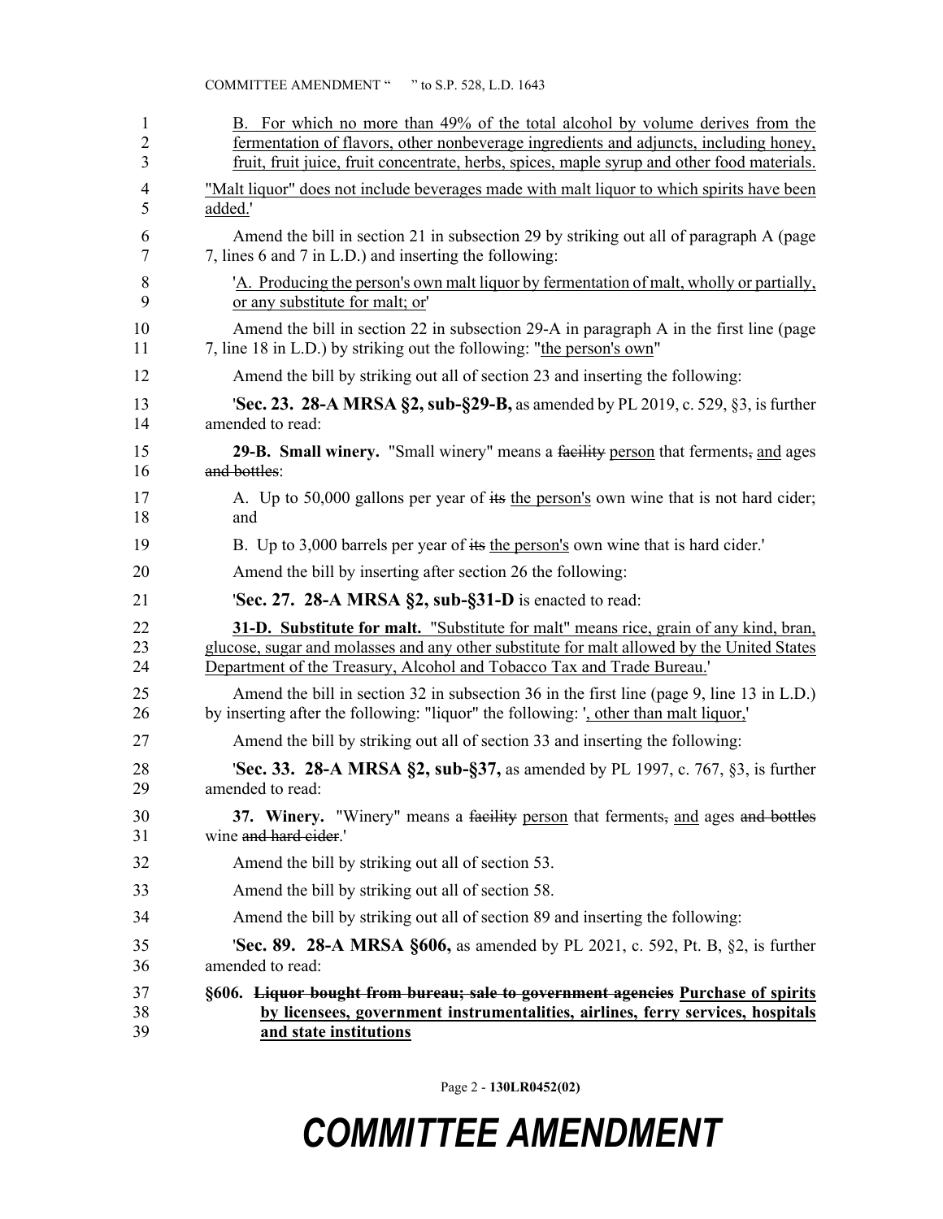B. For which no more than 49% of the total alcohol by volume derives from the fermentation of flavors, other nonbeverage ingredients and adjuncts, including honey, fruit, fruit juice, fruit concentrate, herbs, spices, maple syrup and other food materials.

"Malt liquor" does not include beverages made with malt liquor to which spirits have been added.'

Amend the bill in section 21 in subsection 29 by striking out all of paragraph A (page 7, lines 6 and 7 in L.D.) and inserting the following:

'A. Producing the person's own malt liquor by fermentation of malt, wholly or partially, or any substitute for malt; or'

Amend the bill in section 22 in subsection 29-A in paragraph A in the first line (page 7, line 18 in L.D.) by striking out the following: "the person's own"

Amend the bill by striking out all of section 23 and inserting the following:

'**Sec. 23. 28-A MRSA §2, sub-§29-B,** as amended by PL 2019, c. 529, §3, is further amended to read:

**29-B. Small winery.** "Small winery" means a ~~facility~~ person that ferments~~,~~ and ages ~~and bottles~~:

A. Up to 50,000 gallons per year of ~~its~~ the person's own wine that is not hard cider; and

B. Up to 3,000 barrels per year of ~~its~~ the person's own wine that is hard cider.'

Amend the bill by inserting after section 26 the following:

'**Sec. 27. 28-A MRSA §2, sub-§31-D** is enacted to read:

**31-D. Substitute for malt.** "Substitute for malt" means rice, grain of any kind, bran, glucose, sugar and molasses and any other substitute for malt allowed by the United States Department of the Treasury, Alcohol and Tobacco Tax and Trade Bureau.'

Amend the bill in section 32 in subsection 36 in the first line (page 9, line 13 in L.D.) by inserting after the following: "liquor" the following: ', other than malt liquor,'

Amend the bill by striking out all of section 33 and inserting the following:

'**Sec. 33. 28-A MRSA §2, sub-§37,** as amended by PL 1997, c. 767, §3, is further amended to read:

**37. Winery.** "Winery" means a ~~facility~~ person that ferments~~,~~ and ages ~~and bottles~~ wine ~~and hard cider~~.'

Amend the bill by striking out all of section 53.

Amend the bill by striking out all of section 58.

Amend the bill by striking out all of section 89 and inserting the following:

'**Sec. 89. 28-A MRSA §606,** as amended by PL 2021, c. 592, Pt. B, §2, is further amended to read:

**§606. ~~Liquor bought from bureau; sale to government agencies~~ Purchase of spirits by licensees, government instrumentalities, airlines, ferry services, hospitals and state institutions**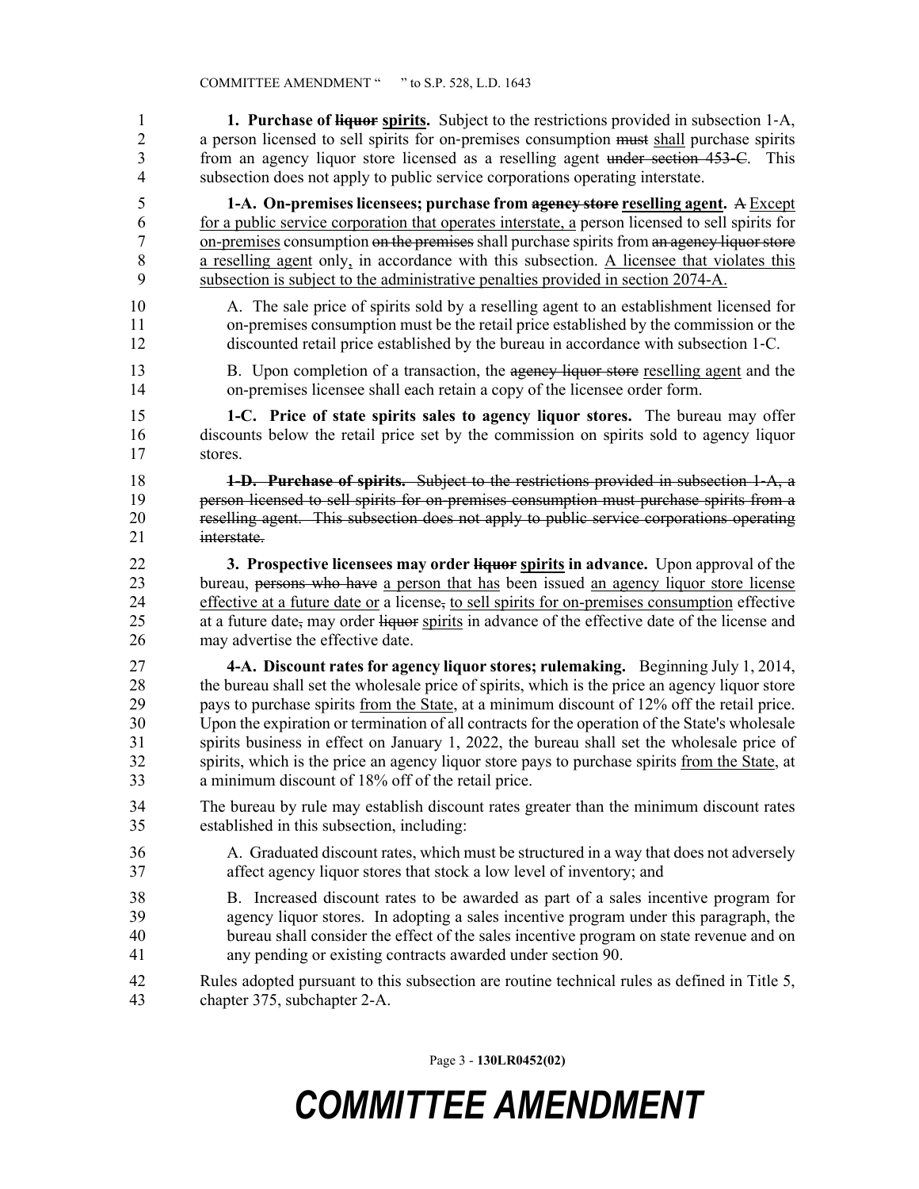**1. Purchase of ~~liquor~~ spirits.** Subject to the restrictions provided in subsection 1-A, a person licensed to sell spirits for on-premises consumption ~~must~~ shall purchase spirits from an agency liquor store licensed as a reselling agent ~~under section 453-C~~. This subsection does not apply to public service corporations operating interstate.

**1-A. On-premises licensees; purchase from ~~agency store~~ reselling agent.** ~~A~~ Except for a public service corporation that operates interstate, a person licensed to sell spirits for on-premises consumption ~~on the premises~~ shall purchase spirits from ~~an agency liquor store~~ a reselling agent only, in accordance with this subsection. A licensee that violates this subsection is subject to the administrative penalties provided in section 2074-A.

A. The sale price of spirits sold by a reselling agent to an establishment licensed for on-premises consumption must be the retail price established by the commission or the discounted retail price established by the bureau in accordance with subsection 1-C.

B. Upon completion of a transaction, the ~~agency liquor store~~ reselling agent and the on-premises licensee shall each retain a copy of the licensee order form.

**1-C. Price of state spirits sales to agency liquor stores.** The bureau may offer discounts below the retail price set by the commission on spirits sold to agency liquor stores.

~~**1-D. Purchase of spirits.** Subject to the restrictions provided in subsection 1-A, a person licensed to sell spirits for on-premises consumption must purchase spirits from a reselling agent. This subsection does not apply to public service corporations operating interstate.~~

**3. Prospective licensees may order ~~liquor~~ spirits in advance.** Upon approval of the bureau, ~~persons who have~~ a person that has been issued an agency liquor store license effective at a future date or a license~~,~~ to sell spirits for on-premises consumption effective at a future date~~,~~ may order ~~liquor~~ spirits in advance of the effective date of the license and may advertise the effective date.

**4-A. Discount rates for agency liquor stores; rulemaking.** Beginning July 1, 2014, the bureau shall set the wholesale price of spirits, which is the price an agency liquor store pays to purchase spirits from the State, at a minimum discount of 12% off the retail price. Upon the expiration or termination of all contracts for the operation of the State's wholesale spirits business in effect on January 1, 2022, the bureau shall set the wholesale price of spirits, which is the price an agency liquor store pays to purchase spirits from the State, at a minimum discount of 18% off of the retail price.

The bureau by rule may establish discount rates greater than the minimum discount rates established in this subsection, including:

A. Graduated discount rates, which must be structured in a way that does not adversely affect agency liquor stores that stock a low level of inventory; and

B. Increased discount rates to be awarded as part of a sales incentive program for agency liquor stores. In adopting a sales incentive program under this paragraph, the bureau shall consider the effect of the sales incentive program on state revenue and on any pending or existing contracts awarded under section 90.

Rules adopted pursuant to this subsection are routine technical rules as defined in Title 5, chapter 375, subchapter 2-A.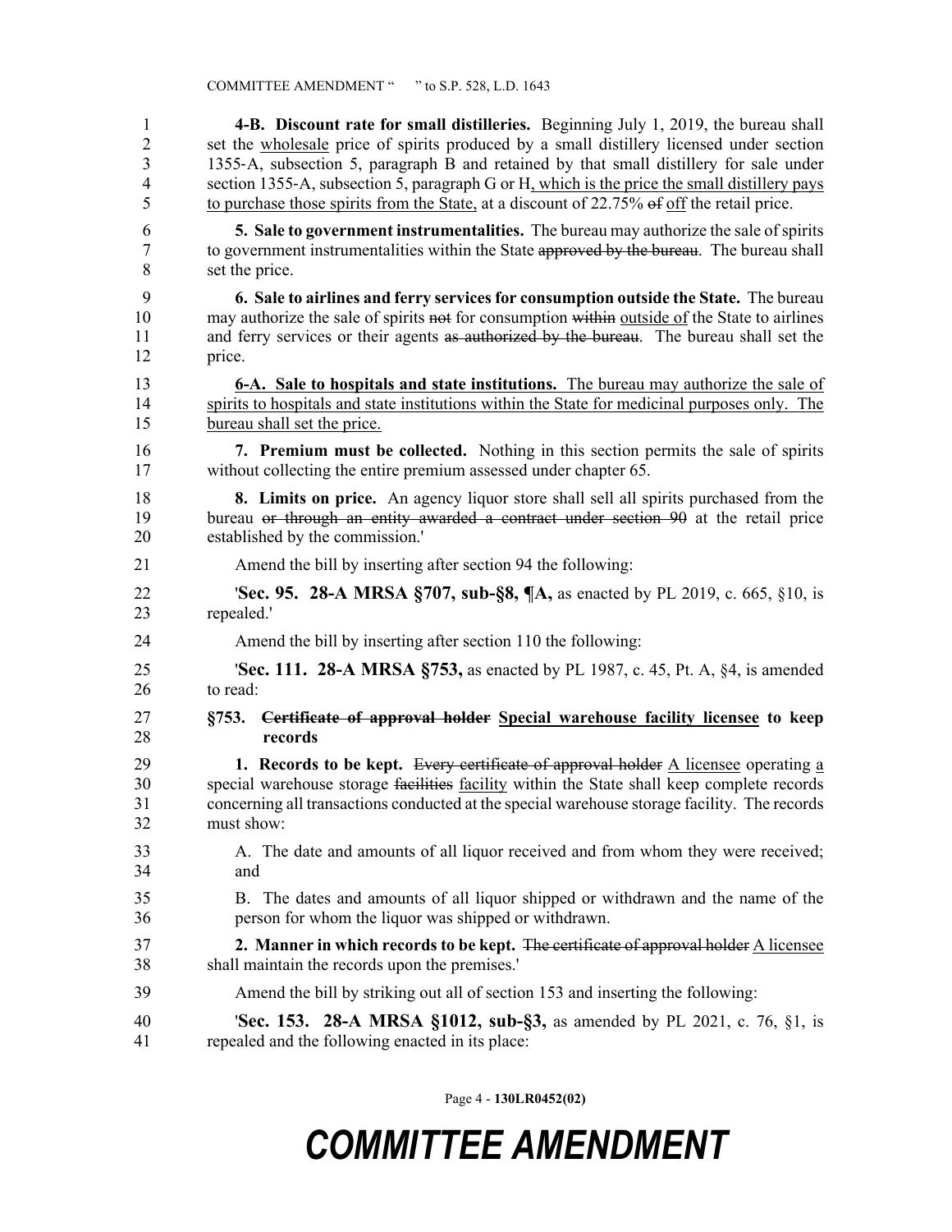**4-B. Discount rate for small distilleries.** Beginning July 1, 2019, the bureau shall set the <u>wholesale</u> price of spirits produced by a small distillery licensed under section 1355-A, subsection 5, paragraph B and retained by that small distillery for sale under section 1355-A, subsection 5, paragraph G or H<u>, which is the price the small distillery pays to purchase those spirits from the State,</u> at a discount of 22.75% ~~of~~ <u>off</u> the retail price.

**5. Sale to government instrumentalities.** The bureau may authorize the sale of spirits to government instrumentalities within the State ~~approved by the bureau~~. The bureau shall set the price.

**6. Sale to airlines and ferry services for consumption outside the State.** The bureau may authorize the sale of spirits ~~not~~ for consumption ~~within~~ <u>outside of</u> the State to airlines and ferry services or their agents ~~as authorized by the bureau~~. The bureau shall set the price.

<u>**6-A. Sale to hospitals and state institutions.** The bureau may authorize the sale of spirits to hospitals and state institutions within the State for medicinal purposes only. The bureau shall set the price.</u>

**7. Premium must be collected.** Nothing in this section permits the sale of spirits without collecting the entire premium assessed under chapter 65.

**8. Limits on price.** An agency liquor store shall sell all spirits purchased from the bureau ~~or through an entity awarded a contract under section 90~~ at the retail price established by the commission.'

Amend the bill by inserting after section 94 the following:

'**Sec. 95. 28-A MRSA §707, sub-§8, ¶A,** as enacted by PL 2019, c. 665, §10, is repealed.'

Amend the bill by inserting after section 110 the following:

'**Sec. 111. 28-A MRSA §753,** as enacted by PL 1987, c. 45, Pt. A, §4, is amended to read:

**§753. ~~Certificate of approval holder~~ <u>Special warehouse facility licensee</u> to keep records**

**1. Records to be kept.** ~~Every certificate of approval holder~~ <u>A licensee</u> operating <u>a</u> special warehouse storage ~~facilities~~ <u>facility</u> within the State shall keep complete records concerning all transactions conducted at the special warehouse storage facility. The records must show:

A. The date and amounts of all liquor received and from whom they were received; and

B. The dates and amounts of all liquor shipped or withdrawn and the name of the person for whom the liquor was shipped or withdrawn.

**2. Manner in which records to be kept.** ~~The certificate of approval holder~~ <u>A licensee</u> shall maintain the records upon the premises.'

Amend the bill by striking out all of section 153 and inserting the following:

'**Sec. 153. 28-A MRSA §1012, sub-§3,** as amended by PL 2021, c. 76, §1, is repealed and the following enacted in its place: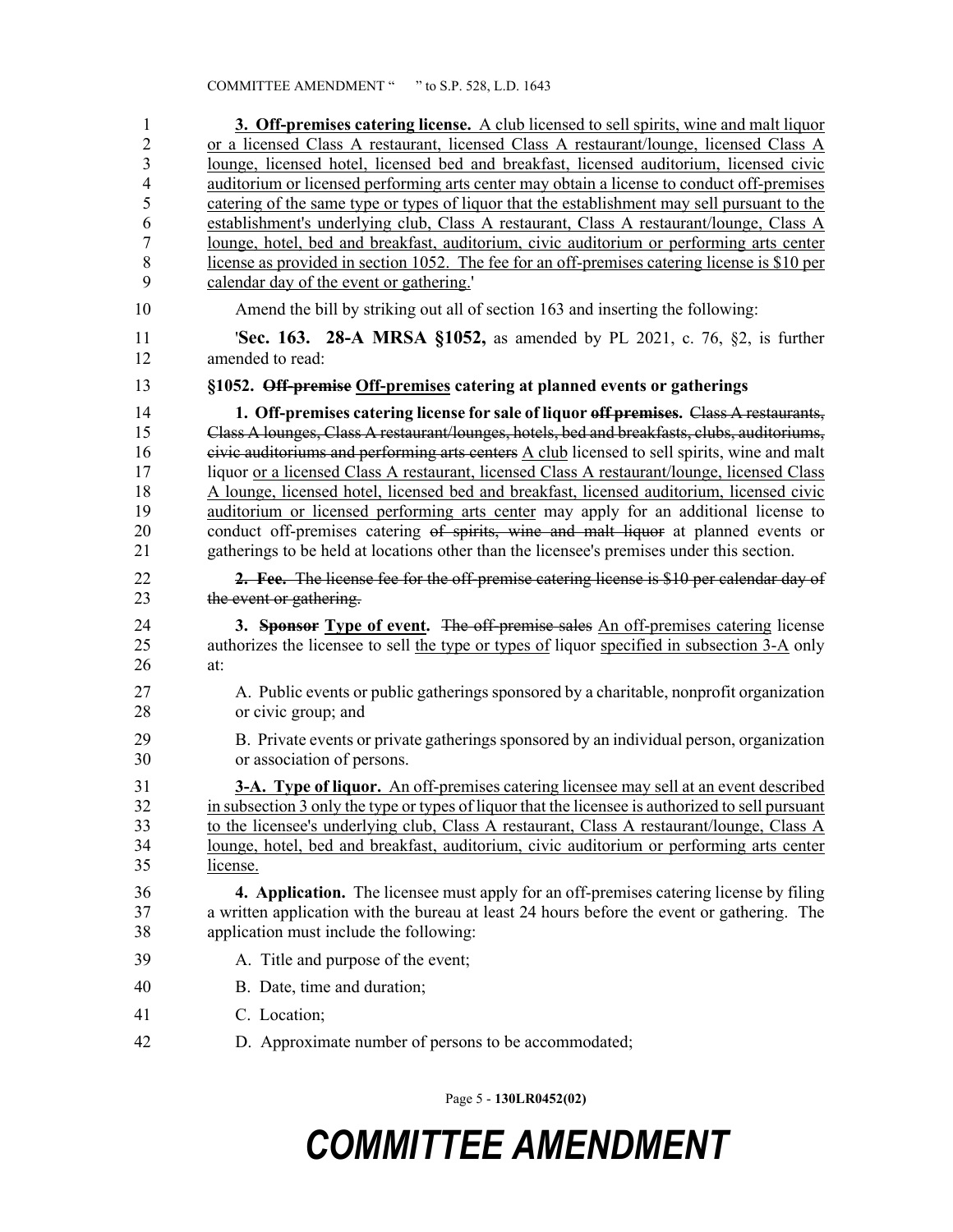**3. Off-premises catering license.** A club licensed to sell spirits, wine and malt liquor or a licensed Class A restaurant, licensed Class A restaurant/lounge, licensed Class A lounge, licensed hotel, licensed bed and breakfast, licensed auditorium, licensed civic auditorium or licensed performing arts center may obtain a license to conduct off-premises catering of the same type or types of liquor that the establishment may sell pursuant to the establishment's underlying club, Class A restaurant, Class A restaurant/lounge, Class A lounge, hotel, bed and breakfast, auditorium, civic auditorium or performing arts center license as provided in section 1052. The fee for an off-premises catering license is $10 per calendar day of the event or gathering.'

Amend the bill by striking out all of section 163 and inserting the following:

'**Sec. 163. 28-A MRSA §1052,** as amended by PL 2021, c. 76, §2, is further amended to read:

**§1052. ~~Off-premise~~ Off-premises catering at planned events or gatherings**

**1. Off-premises catering license for sale of liquor ~~off premises~~.** ~~Class A restaurants, Class A lounges, Class A restaurant/lounges, hotels, bed and breakfasts, clubs, auditoriums, civic auditoriums and performing arts centers~~ A club licensed to sell spirits, wine and malt liquor or a licensed Class A restaurant, licensed Class A restaurant/lounge, licensed Class A lounge, licensed hotel, licensed bed and breakfast, licensed auditorium, licensed civic auditorium or licensed performing arts center may apply for an additional license to conduct off-premises catering ~~of spirits, wine and malt liquor~~ at planned events or gatherings to be held at locations other than the licensee's premises under this section.

~~**2. Fee.** The license fee for the off-premise catering license is $10 per calendar day of the event or gathering.~~

**3. ~~Sponsor~~ Type of event.** ~~The off-premise sales~~ An off-premises catering license authorizes the licensee to sell the type or types of liquor specified in subsection 3-A only at:

A. Public events or public gatherings sponsored by a charitable, nonprofit organization or civic group; and

B. Private events or private gatherings sponsored by an individual person, organization or association of persons.

**3-A. Type of liquor.** An off-premises catering licensee may sell at an event described in subsection 3 only the type or types of liquor that the licensee is authorized to sell pursuant to the licensee's underlying club, Class A restaurant, Class A restaurant/lounge, Class A lounge, hotel, bed and breakfast, auditorium, civic auditorium or performing arts center license.

**4. Application.** The licensee must apply for an off-premises catering license by filing a written application with the bureau at least 24 hours before the event or gathering. The application must include the following:

A. Title and purpose of the event;

B. Date, time and duration;

C. Location;

D. Approximate number of persons to be accommodated;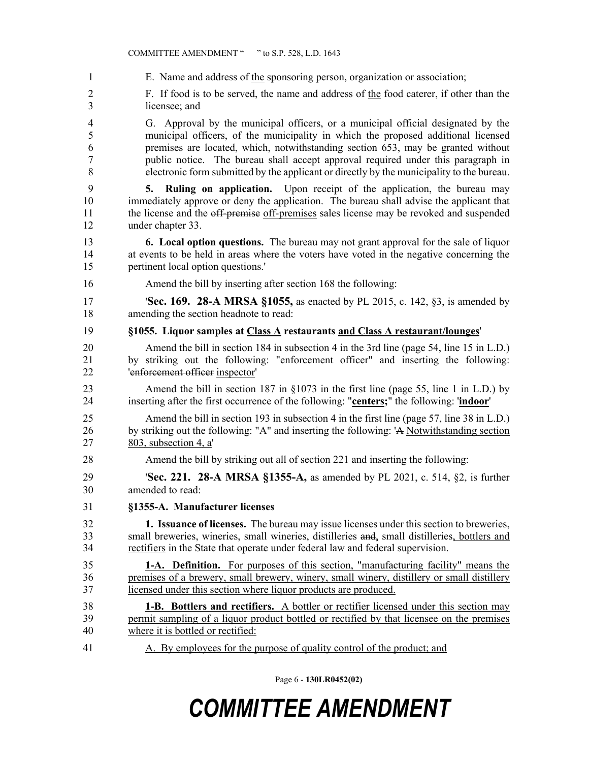E. Name and address of the sponsoring person, organization or association;

F. If food is to be served, the name and address of the food caterer, if other than the licensee; and

G. Approval by the municipal officers, or a municipal official designated by the municipal officers, of the municipality in which the proposed additional licensed premises are located, which, notwithstanding section 653, may be granted without public notice. The bureau shall accept approval required under this paragraph in electronic form submitted by the applicant or directly by the municipality to the bureau.

**5. Ruling on application.** Upon receipt of the application, the bureau may immediately approve or deny the application. The bureau shall advise the applicant that the license and the ~~off-premise~~ off-premises sales license may be revoked and suspended under chapter 33.

**6. Local option questions.** The bureau may not grant approval for the sale of liquor at events to be held in areas where the voters have voted in the negative concerning the pertinent local option questions.'

Amend the bill by inserting after section 168 the following:

'**Sec. 169. 28-A MRSA §1055,** as enacted by PL 2015, c. 142, §3, is amended by amending the section headnote to read:

**§1055. Liquor samples at Class A restaurants and Class A restaurant/lounges**'

Amend the bill in section 184 in subsection 4 in the 3rd line (page 54, line 15 in L.D.) by striking out the following: "enforcement officer" and inserting the following: '~~enforcement officer~~ inspector'

Amend the bill in section 187 in §1073 in the first line (page 55, line 1 in L.D.) by inserting after the first occurrence of the following: "**centers;**" the following: '**indoor**'

Amend the bill in section 193 in subsection 4 in the first line (page 57, line 38 in L.D.) by striking out the following: "A" and inserting the following: '~~A~~ Notwithstanding section 803, subsection 4, a'

Amend the bill by striking out all of section 221 and inserting the following:

'**Sec. 221. 28-A MRSA §1355-A,** as amended by PL 2021, c. 514, §2, is further amended to read:

**§1355-A. Manufacturer licenses**

**1. Issuance of licenses.** The bureau may issue licenses under this section to breweries, small breweries, wineries, small wineries, distilleries ~~and~~, small distilleries, bottlers and rectifiers in the State that operate under federal law and federal supervision.

**1-A. Definition.** For purposes of this section, "manufacturing facility" means the premises of a brewery, small brewery, winery, small winery, distillery or small distillery licensed under this section where liquor products are produced.

**1-B. Bottlers and rectifiers.** A bottler or rectifier licensed under this section may permit sampling of a liquor product bottled or rectified by that licensee on the premises where it is bottled or rectified:

A. By employees for the purpose of quality control of the product; and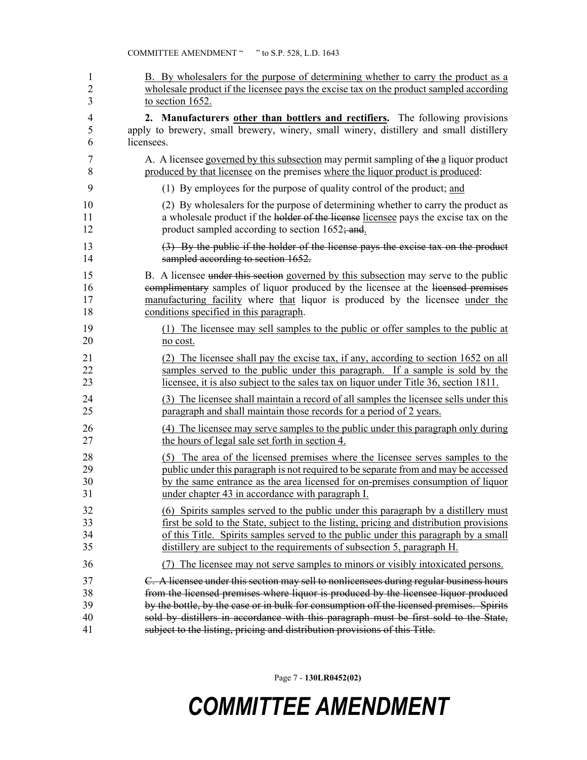B. By wholesalers for the purpose of determining whether to carry the product as a wholesale product if the licensee pays the excise tax on the product sampled according to section 1652.

**2. Manufacturers other than bottlers and rectifiers.** The following provisions apply to brewery, small brewery, winery, small winery, distillery and small distillery licensees.

A. A licensee governed by this subsection may permit sampling of ~~the~~ a liquor product produced by that licensee on the premises where the liquor product is produced:

(1) By employees for the purpose of quality control of the product; and

(2) By wholesalers for the purpose of determining whether to carry the product as a wholesale product if the ~~holder of the license~~ licensee pays the excise tax on the product sampled according to section 1652~~; and~~.

~~(3) By the public if the holder of the license pays the excise tax on the product sampled according to section 1652.~~

B. A licensee ~~under this section~~ governed by this subsection may serve to the public ~~complimentary~~ samples of liquor produced by the licensee at the ~~licensed premises~~ manufacturing facility where that liquor is produced by the licensee under the conditions specified in this paragraph.

(1) The licensee may sell samples to the public or offer samples to the public at no cost.

(2) The licensee shall pay the excise tax, if any, according to section 1652 on all samples served to the public under this paragraph. If a sample is sold by the licensee, it is also subject to the sales tax on liquor under Title 36, section 1811.

(3) The licensee shall maintain a record of all samples the licensee sells under this paragraph and shall maintain those records for a period of 2 years.

(4) The licensee may serve samples to the public under this paragraph only during the hours of legal sale set forth in section 4.

(5) The area of the licensed premises where the licensee serves samples to the public under this paragraph is not required to be separate from and may be accessed by the same entrance as the area licensed for on-premises consumption of liquor under chapter 43 in accordance with paragraph I.

(6) Spirits samples served to the public under this paragraph by a distillery must first be sold to the State, subject to the listing, pricing and distribution provisions of this Title. Spirits samples served to the public under this paragraph by a small distillery are subject to the requirements of subsection 5, paragraph H.

(7) The licensee may not serve samples to minors or visibly intoxicated persons.

~~C. A licensee under this section may sell to nonlicensees during regular business hours from the licensed premises where liquor is produced by the licensee liquor produced by the bottle, by the case or in bulk for consumption off the licensed premises. Spirits sold by distillers in accordance with this paragraph must be first sold to the State, subject to the listing, pricing and distribution provisions of this Title.~~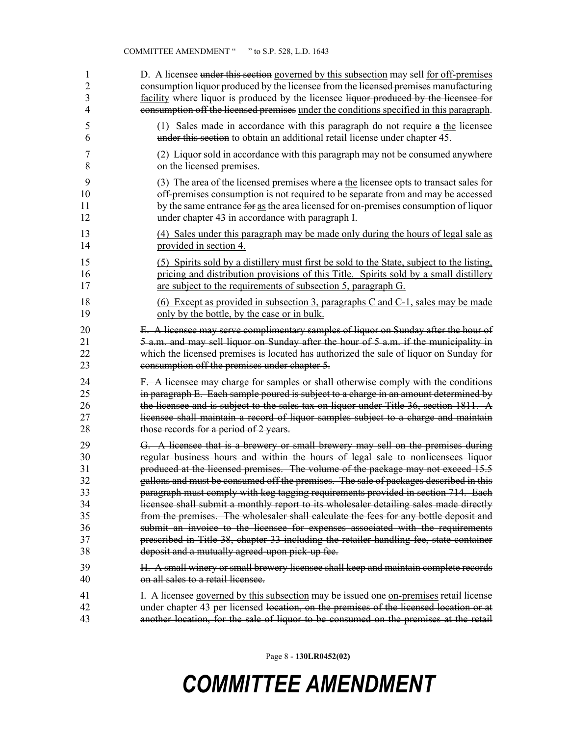D. A licensee ~~under this section~~ <u>governed by this subsection</u> may sell <u>for off-premises consumption liquor produced by the licensee</u> from the ~~licensed premises~~ <u>manufacturing facility</u> where liquor is produced by the licensee ~~liquor produced by the licensee for consumption off the licensed premises~~ <u>under the conditions specified in this paragraph</u>.

(1) Sales made in accordance with this paragraph do not require ~~a~~ <u>the</u> licensee ~~under this section~~ to obtain an additional retail license under chapter 45.

(2) Liquor sold in accordance with this paragraph may not be consumed anywhere on the licensed premises.

(3) The area of the licensed premises where ~~a~~ <u>the</u> licensee opts to transact sales for off-premises consumption is not required to be separate from and may be accessed by the same entrance ~~for~~ <u>as</u> the area licensed for on-premises consumption of liquor under chapter 43 in accordance with paragraph I.

<u>(4) Sales under this paragraph may be made only during the hours of legal sale as provided in section 4.</u>

<u>(5) Spirits sold by a distillery must first be sold to the State, subject to the listing, pricing and distribution provisions of this Title. Spirits sold by a small distillery are subject to the requirements of subsection 5, paragraph G.</u>

<u>(6) Except as provided in subsection 3, paragraphs C and C-1, sales may be made only by the bottle, by the case or in bulk.</u>

~~E. A licensee may serve complimentary samples of liquor on Sunday after the hour of 5 a.m. and may sell liquor on Sunday after the hour of 5 a.m. if the municipality in which the licensed premises is located has authorized the sale of liquor on Sunday for consumption off the premises under chapter 5.~~

~~F. A licensee may charge for samples or shall otherwise comply with the conditions in paragraph E. Each sample poured is subject to a charge in an amount determined by the licensee and is subject to the sales tax on liquor under Title 36, section 1811. A licensee shall maintain a record of liquor samples subject to a charge and maintain those records for a period of 2 years.~~

~~G. A licensee that is a brewery or small brewery may sell on the premises during regular business hours and within the hours of legal sale to nonlicensees liquor produced at the licensed premises. The volume of the package may not exceed 15.5 gallons and must be consumed off the premises. The sale of packages described in this paragraph must comply with keg tagging requirements provided in section 714. Each licensee shall submit a monthly report to its wholesaler detailing sales made directly from the premises. The wholesaler shall calculate the fees for any bottle deposit and submit an invoice to the licensee for expenses associated with the requirements prescribed in Title 38, chapter 33 including the retailer handling fee, state container deposit and a mutually agreed-upon pick-up fee.~~

~~H. A small winery or small brewery licensee shall keep and maintain complete records on all sales to a retail licensee.~~

I. A licensee <u>governed by this subsection</u> may be issued one <u>on-premises</u> retail license under chapter 43 per licensed ~~location, on the premises of the licensed location or at another location, for the sale of liquor to be consumed on the premises at the retail~~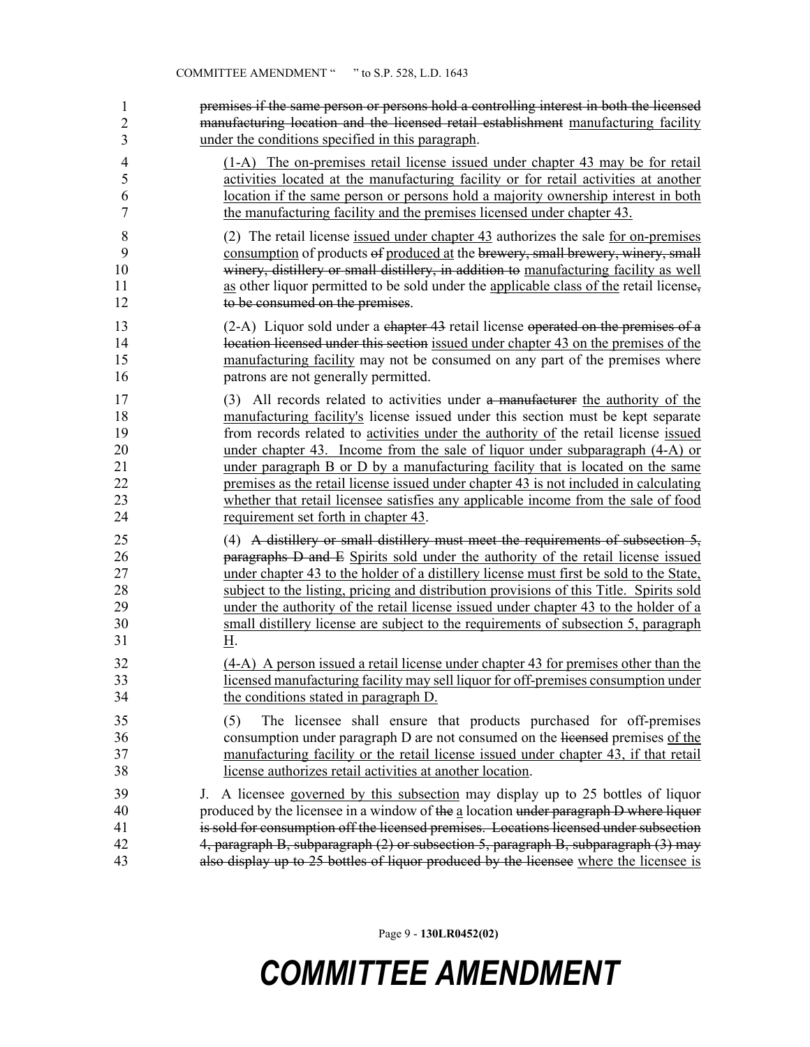~~premises if the same person or persons hold a controlling interest in both the licensed manufacturing location and the licensed retail establishment~~ <u>manufacturing facility under the conditions specified in this paragraph</u>.

<u>(1-A) The on-premises retail license issued under chapter 43 may be for retail activities located at the manufacturing facility or for retail activities at another location if the same person or persons hold a majority ownership interest in both the manufacturing facility and the premises licensed under chapter 43.</u>

(2) The retail license <u>issued under chapter 43</u> authorizes the sale <u>for on-premises consumption</u> of products ~~of~~ <u>produced at</u> the ~~brewery, small brewery, winery, small winery, distillery or small distillery, in addition to~~ <u>manufacturing facility as well as</u> other liquor permitted to be sold under the <u>applicable class of the</u> retail license~~, to be consumed on the premises~~.

(2-A) Liquor sold under a ~~chapter 43~~ retail license ~~operated on the premises of a location licensed under this section~~ <u>issued under chapter 43 on the premises of the manufacturing facility</u> may not be consumed on any part of the premises where patrons are not generally permitted.

(3) All records related to activities under ~~a manufacturer~~ <u>the authority of the manufacturing facility's</u> license issued under this section must be kept separate from records related to <u>activities under the authority of</u> the retail license <u>issued under chapter 43. Income from the sale of liquor under subparagraph (4-A) or under paragraph B or D by a manufacturing facility that is located on the same premises as the retail license issued under chapter 43 is not included in calculating whether that retail licensee satisfies any applicable income from the sale of food requirement set forth in chapter 43</u>.

(4) ~~A distillery or small distillery must meet the requirements of subsection 5, paragraphs D and E~~ <u>Spirits sold under the authority of the retail license issued under chapter 43 to the holder of a distillery license must first be sold to the State, subject to the listing, pricing and distribution provisions of this Title. Spirits sold under the authority of the retail license issued under chapter 43 to the holder of a small distillery license are subject to the requirements of subsection 5, paragraph H</u>.

<u>(4-A) A person issued a retail license under chapter 43 for premises other than the licensed manufacturing facility may sell liquor for off-premises consumption under the conditions stated in paragraph D.</u>

(5) The licensee shall ensure that products purchased for off-premises consumption under paragraph D are not consumed on the ~~licensed~~ premises <u>of the manufacturing facility or the retail license issued under chapter 43, if that retail license authorizes retail activities at another location</u>.

J. A licensee <u>governed by this subsection</u> may display up to 25 bottles of liquor produced by the licensee in a window of ~~the~~ <u>a</u> location ~~under paragraph D where liquor is sold for consumption off the licensed premises. Locations licensed under subsection 4, paragraph B, subparagraph (2) or subsection 5, paragraph B, subparagraph (3) may also display up to 25 bottles of liquor produced by the licensee~~ <u>where the licensee is</u>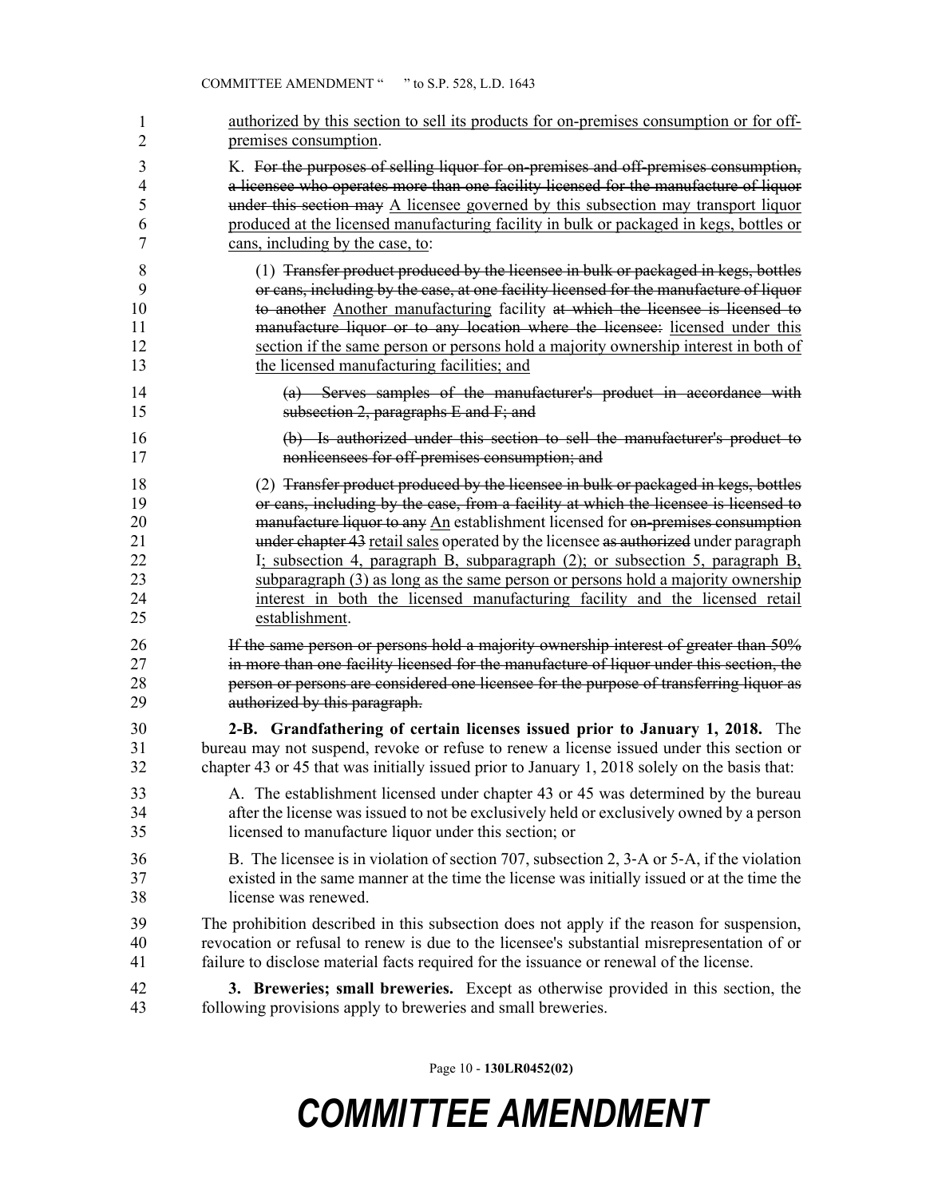authorized by this section to sell its products for on-premises consumption or for off-premises consumption.

K. ~~For the purposes of selling liquor for on-premises and off-premises consumption, a licensee who operates more than one facility licensed for the manufacture of liquor under this section may~~ A licensee governed by this subsection may transport liquor produced at the licensed manufacturing facility in bulk or packaged in kegs, bottles or cans, including by the case, to:

(1) ~~Transfer product produced by the licensee in bulk or packaged in kegs, bottles or cans, including by the case, at one facility licensed for the manufacture of liquor to another~~ Another manufacturing facility ~~at which the licensee is licensed to manufacture liquor or to any location where the licensee:~~ licensed under this section if the same person or persons hold a majority ownership interest in both of the licensed manufacturing facilities; and

~~(a) Serves samples of the manufacturer's product in accordance with subsection 2, paragraphs E and F; and~~

~~(b) Is authorized under this section to sell the manufacturer's product to nonlicensees for off-premises consumption; and~~

(2) ~~Transfer product produced by the licensee in bulk or packaged in kegs, bottles or cans, including by the case, from a facility at which the licensee is licensed to manufacture liquor to any~~ An establishment licensed for ~~on-premises consumption under chapter 43~~ retail sales operated by the licensee ~~as authorized~~ under paragraph I; subsection 4, paragraph B, subparagraph (2); or subsection 5, paragraph B, subparagraph (3) as long as the same person or persons hold a majority ownership interest in both the licensed manufacturing facility and the licensed retail establishment.

~~If the same person or persons hold a majority ownership interest of greater than 50% in more than one facility licensed for the manufacture of liquor under this section, the person or persons are considered one licensee for the purpose of transferring liquor as authorized by this paragraph.~~

**2-B. Grandfathering of certain licenses issued prior to January 1, 2018.** The bureau may not suspend, revoke or refuse to renew a license issued under this section or chapter 43 or 45 that was initially issued prior to January 1, 2018 solely on the basis that:

A. The establishment licensed under chapter 43 or 45 was determined by the bureau after the license was issued to not be exclusively held or exclusively owned by a person licensed to manufacture liquor under this section; or

B. The licensee is in violation of section 707, subsection 2, 3-A or 5-A, if the violation existed in the same manner at the time the license was initially issued or at the time the license was renewed.

The prohibition described in this subsection does not apply if the reason for suspension, revocation or refusal to renew is due to the licensee's substantial misrepresentation of or failure to disclose material facts required for the issuance or renewal of the license.

**3. Breweries; small breweries.** Except as otherwise provided in this section, the following provisions apply to breweries and small breweries.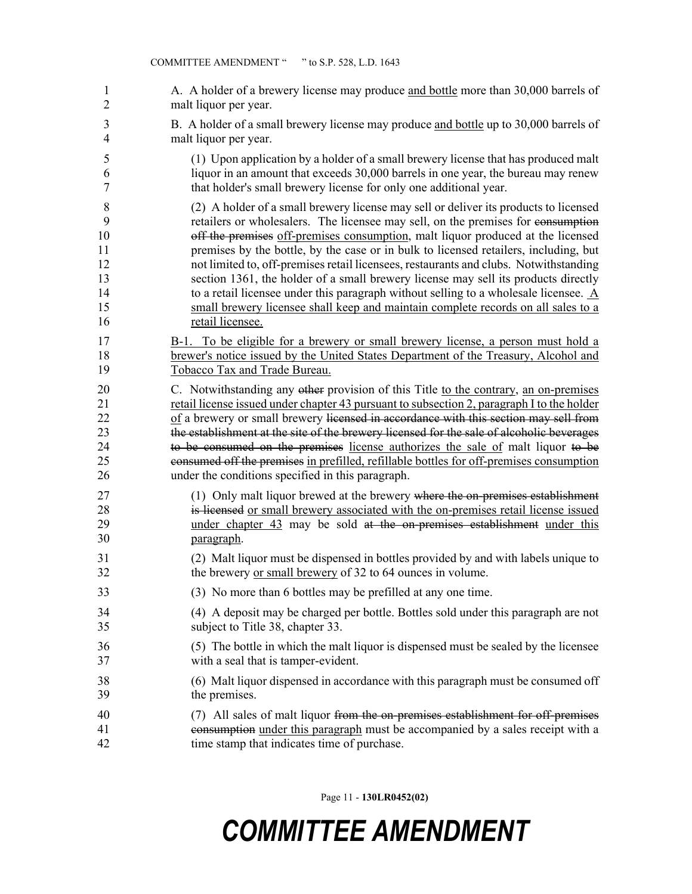A. A holder of a brewery license may produce and bottle more than 30,000 barrels of malt liquor per year.

B. A holder of a small brewery license may produce and bottle up to 30,000 barrels of malt liquor per year.

(1) Upon application by a holder of a small brewery license that has produced malt liquor in an amount that exceeds 30,000 barrels in one year, the bureau may renew that holder's small brewery license for only one additional year.

(2) A holder of a small brewery license may sell or deliver its products to licensed retailers or wholesalers. The licensee may sell, on the premises for ~~consumption off the premises~~ off-premises consumption, malt liquor produced at the licensed premises by the bottle, by the case or in bulk to licensed retailers, including, but not limited to, off-premises retail licensees, restaurants and clubs. Notwithstanding section 1361, the holder of a small brewery license may sell its products directly to a retail licensee under this paragraph without selling to a wholesale licensee. A small brewery licensee shall keep and maintain complete records on all sales to a retail licensee.

B-1. To be eligible for a brewery or small brewery license, a person must hold a brewer's notice issued by the United States Department of the Treasury, Alcohol and Tobacco Tax and Trade Bureau.

C. Notwithstanding any ~~other~~ provision of this Title to the contrary, an on-premises retail license issued under chapter 43 pursuant to subsection 2, paragraph I to the holder of a brewery or small brewery ~~licensed in accordance with this section may sell from the establishment at the site of the brewery licensed for the sale of alcoholic beverages to be consumed on the premises~~ license authorizes the sale of malt liquor ~~to be consumed off the premises~~ in prefilled, refillable bottles for off-premises consumption under the conditions specified in this paragraph.

(1) Only malt liquor brewed at the brewery ~~where the on-premises establishment is licensed~~ or small brewery associated with the on-premises retail license issued under chapter 43 may be sold ~~at the on-premises establishment~~ under this paragraph.

(2) Malt liquor must be dispensed in bottles provided by and with labels unique to the brewery or small brewery of 32 to 64 ounces in volume.

(3) No more than 6 bottles may be prefilled at any one time.

(4) A deposit may be charged per bottle. Bottles sold under this paragraph are not subject to Title 38, chapter 33.

(5) The bottle in which the malt liquor is dispensed must be sealed by the licensee with a seal that is tamper-evident.

(6) Malt liquor dispensed in accordance with this paragraph must be consumed off the premises.

(7) All sales of malt liquor ~~from the on-premises establishment for off-premises consumption~~ under this paragraph must be accompanied by a sales receipt with a time stamp that indicates time of purchase.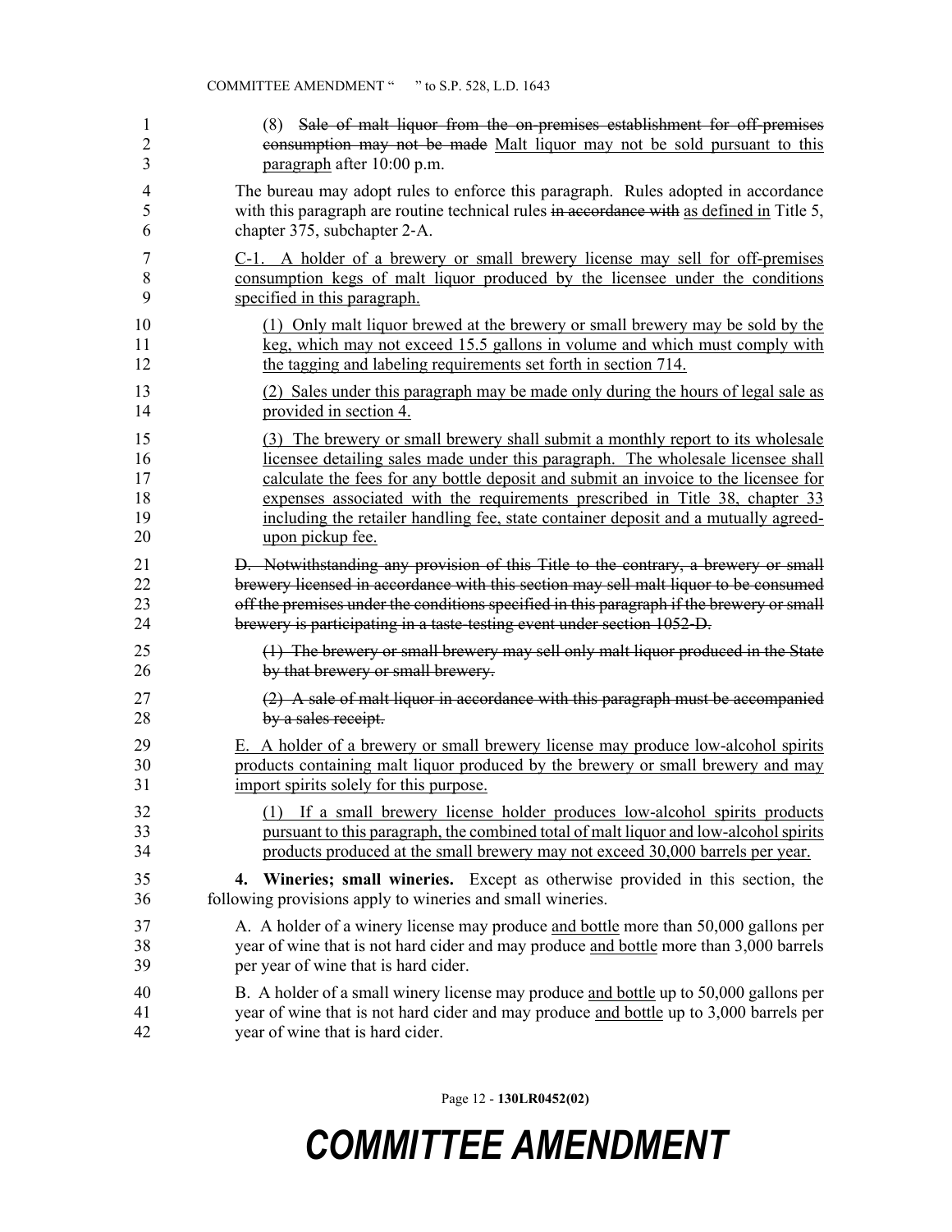(8) ~~Sale of malt liquor from the on-premises establishment for off-premises consumption may not be made~~ Malt liquor may not be sold pursuant to this paragraph after 10:00 p.m.

The bureau may adopt rules to enforce this paragraph. Rules adopted in accordance with this paragraph are routine technical rules ~~in accordance with~~ as defined in Title 5, chapter 375, subchapter 2-A.

C-1. A holder of a brewery or small brewery license may sell for off-premises consumption kegs of malt liquor produced by the licensee under the conditions specified in this paragraph.

(1) Only malt liquor brewed at the brewery or small brewery may be sold by the keg, which may not exceed 15.5 gallons in volume and which must comply with the tagging and labeling requirements set forth in section 714.

(2) Sales under this paragraph may be made only during the hours of legal sale as provided in section 4.

(3) The brewery or small brewery shall submit a monthly report to its wholesale licensee detailing sales made under this paragraph. The wholesale licensee shall calculate the fees for any bottle deposit and submit an invoice to the licensee for expenses associated with the requirements prescribed in Title 38, chapter 33 including the retailer handling fee, state container deposit and a mutually agreed-upon pickup fee.

~~D. Notwithstanding any provision of this Title to the contrary, a brewery or small brewery licensed in accordance with this section may sell malt liquor to be consumed off the premises under the conditions specified in this paragraph if the brewery or small brewery is participating in a taste-testing event under section 1052-D.~~

~~(1) The brewery or small brewery may sell only malt liquor produced in the State by that brewery or small brewery.~~

~~(2) A sale of malt liquor in accordance with this paragraph must be accompanied by a sales receipt.~~

E. A holder of a brewery or small brewery license may produce low-alcohol spirits products containing malt liquor produced by the brewery or small brewery and may import spirits solely for this purpose.

(1) If a small brewery license holder produces low-alcohol spirits products pursuant to this paragraph, the combined total of malt liquor and low-alcohol spirits products produced at the small brewery may not exceed 30,000 barrels per year.

**4. Wineries; small wineries.** Except as otherwise provided in this section, the following provisions apply to wineries and small wineries.

A. A holder of a winery license may produce and bottle more than 50,000 gallons per year of wine that is not hard cider and may produce and bottle more than 3,000 barrels per year of wine that is hard cider.

B. A holder of a small winery license may produce and bottle up to 50,000 gallons per year of wine that is not hard cider and may produce and bottle up to 3,000 barrels per year of wine that is hard cider.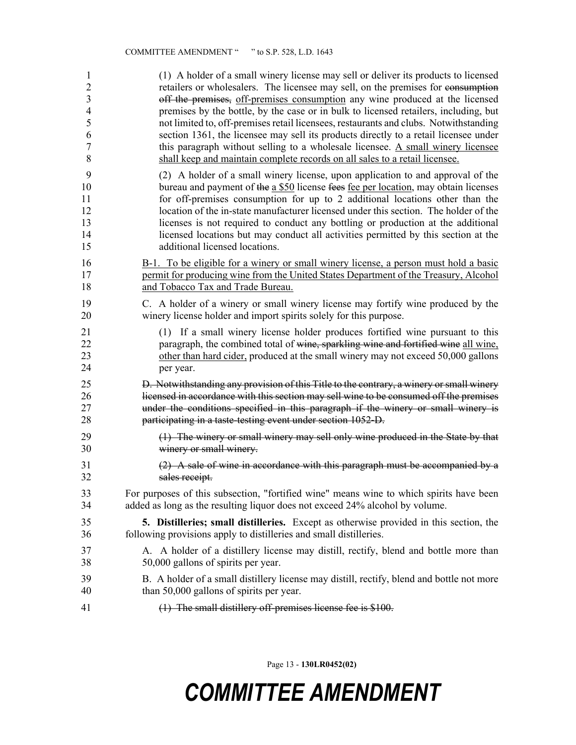(1) A holder of a small winery license may sell or deliver its products to licensed retailers or wholesalers. The licensee may sell, on the premises for ~~consumption off the premises,~~ <u>off-premises consumption</u> any wine produced at the licensed premises by the bottle, by the case or in bulk to licensed retailers, including, but not limited to, off-premises retail licensees, restaurants and clubs. Notwithstanding section 1361, the licensee may sell its products directly to a retail licensee under this paragraph without selling to a wholesale licensee. <u>A small winery licensee shall keep and maintain complete records on all sales to a retail licensee.</u>

(2) A holder of a small winery license, upon application to and approval of the bureau and payment of ~~the~~ <u>a $50</u> license ~~fees~~ <u>fee per location</u>, may obtain licenses for off-premises consumption for up to 2 additional locations other than the location of the in-state manufacturer licensed under this section. The holder of the licenses is not required to conduct any bottling or production at the additional licensed locations but may conduct all activities permitted by this section at the additional licensed locations.

<u>B-1. To be eligible for a winery or small winery license, a person must hold a basic permit for producing wine from the United States Department of the Treasury, Alcohol and Tobacco Tax and Trade Bureau.</u>

C. A holder of a winery or small winery license may fortify wine produced by the winery license holder and import spirits solely for this purpose.

(1) If a small winery license holder produces fortified wine pursuant to this paragraph, the combined total of ~~wine, sparkling wine and fortified wine~~ <u>all wine, other than hard cider,</u> produced at the small winery may not exceed 50,000 gallons per year.

~~D. Notwithstanding any provision of this Title to the contrary, a winery or small winery licensed in accordance with this section may sell wine to be consumed off the premises under the conditions specified in this paragraph if the winery or small winery is participating in a taste-testing event under section 1052-D.~~

~~(1) The winery or small winery may sell only wine produced in the State by that winery or small winery.~~

~~(2) A sale of wine in accordance with this paragraph must be accompanied by a sales receipt.~~

For purposes of this subsection, "fortified wine" means wine to which spirits have been added as long as the resulting liquor does not exceed 24% alcohol by volume.

**5. Distilleries; small distilleries.** Except as otherwise provided in this section, the following provisions apply to distilleries and small distilleries.

A. A holder of a distillery license may distill, rectify, blend and bottle more than 50,000 gallons of spirits per year.

B. A holder of a small distillery license may distill, rectify, blend and bottle not more than 50,000 gallons of spirits per year.

~~(1) The small distillery off-premises license fee is $100.~~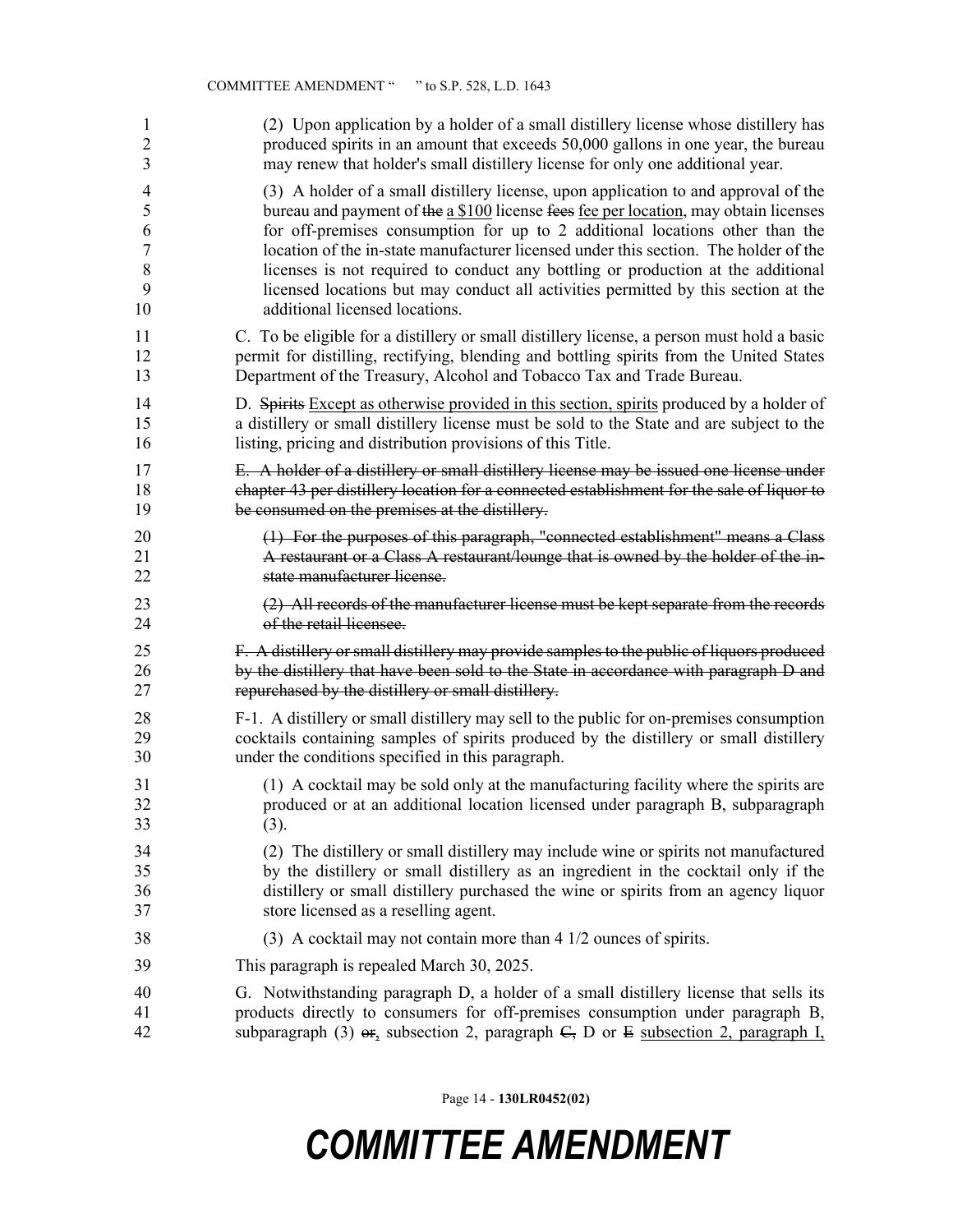(2) Upon application by a holder of a small distillery license whose distillery has produced spirits in an amount that exceeds 50,000 gallons in one year, the bureau may renew that holder's small distillery license for only one additional year.

(3) A holder of a small distillery license, upon application to and approval of the bureau and payment of ~~the~~ a $100 license ~~fees~~ fee per location, may obtain licenses for off-premises consumption for up to 2 additional locations other than the location of the in-state manufacturer licensed under this section. The holder of the licenses is not required to conduct any bottling or production at the additional licensed locations but may conduct all activities permitted by this section at the additional licensed locations.

C. To be eligible for a distillery or small distillery license, a person must hold a basic permit for distilling, rectifying, blending and bottling spirits from the United States Department of the Treasury, Alcohol and Tobacco Tax and Trade Bureau.

D. ~~Spirits~~ Except as otherwise provided in this section, spirits produced by a holder of a distillery or small distillery license must be sold to the State and are subject to the listing, pricing and distribution provisions of this Title.

~~E. A holder of a distillery or small distillery license may be issued one license under chapter 43 per distillery location for a connected establishment for the sale of liquor to be consumed on the premises at the distillery.~~

~~(1) For the purposes of this paragraph, "connected establishment" means a Class A restaurant or a Class A restaurant/lounge that is owned by the holder of the in-state manufacturer license.~~

~~(2) All records of the manufacturer license must be kept separate from the records of the retail licensee.~~

~~F. A distillery or small distillery may provide samples to the public of liquors produced by the distillery that have been sold to the State in accordance with paragraph D and repurchased by the distillery or small distillery.~~

F-1. A distillery or small distillery may sell to the public for on-premises consumption cocktails containing samples of spirits produced by the distillery or small distillery under the conditions specified in this paragraph.

(1) A cocktail may be sold only at the manufacturing facility where the spirits are produced or at an additional location licensed under paragraph B, subparagraph (3).

(2) The distillery or small distillery may include wine or spirits not manufactured by the distillery or small distillery as an ingredient in the cocktail only if the distillery or small distillery purchased the wine or spirits from an agency liquor store licensed as a reselling agent.

(3) A cocktail may not contain more than 4 1/2 ounces of spirits.

This paragraph is repealed March 30, 2025.

G. Notwithstanding paragraph D, a holder of a small distillery license that sells its products directly to consumers for off-premises consumption under paragraph B, subparagraph (3) ~~or~~, subsection 2, paragraph ~~C,~~ D or ~~E~~ subsection 2, paragraph I,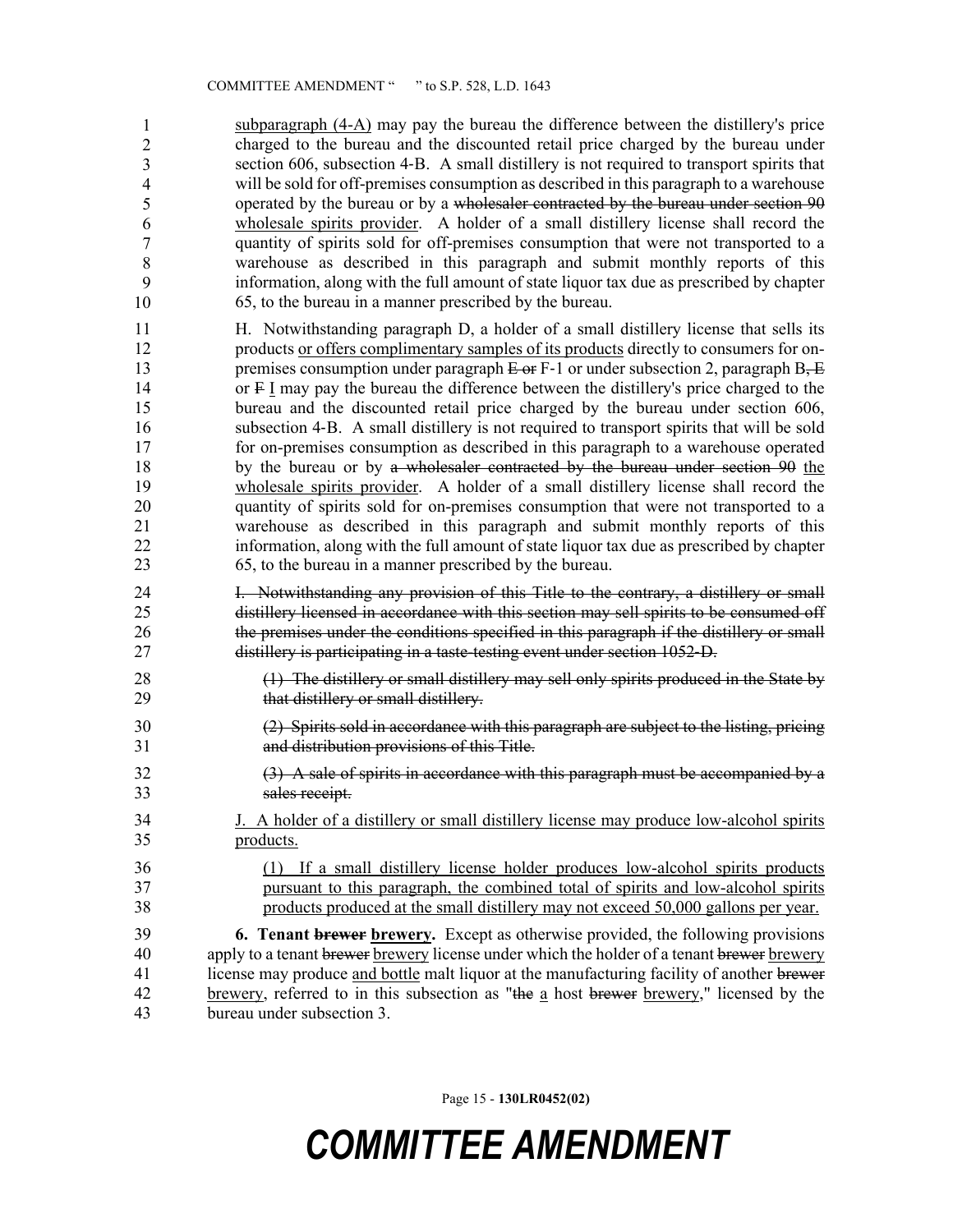subparagraph (4-A) may pay the bureau the difference between the distillery's price charged to the bureau and the discounted retail price charged by the bureau under section 606, subsection 4-B. A small distillery is not required to transport spirits that will be sold for off-premises consumption as described in this paragraph to a warehouse operated by the bureau or by a ~~wholesaler contracted by the bureau under section 90~~ wholesale spirits provider. A holder of a small distillery license shall record the quantity of spirits sold for off-premises consumption that were not transported to a warehouse as described in this paragraph and submit monthly reports of this information, along with the full amount of state liquor tax due as prescribed by chapter 65, to the bureau in a manner prescribed by the bureau.

H. Notwithstanding paragraph D, a holder of a small distillery license that sells its products or offers complimentary samples of its products directly to consumers for on-premises consumption under paragraph ~~E or~~ F-1 or under subsection 2, paragraph B~~, E~~ or ~~F~~ I may pay the bureau the difference between the distillery's price charged to the bureau and the discounted retail price charged by the bureau under section 606, subsection 4-B. A small distillery is not required to transport spirits that will be sold for on-premises consumption as described in this paragraph to a warehouse operated by the bureau or by ~~a wholesaler contracted by the bureau under section 90~~ the wholesale spirits provider. A holder of a small distillery license shall record the quantity of spirits sold for on-premises consumption that were not transported to a warehouse as described in this paragraph and submit monthly reports of this information, along with the full amount of state liquor tax due as prescribed by chapter 65, to the bureau in a manner prescribed by the bureau.

~~I. Notwithstanding any provision of this Title to the contrary, a distillery or small distillery licensed in accordance with this section may sell spirits to be consumed off the premises under the conditions specified in this paragraph if the distillery or small distillery is participating in a taste-testing event under section 1052-D.~~

~~(1) The distillery or small distillery may sell only spirits produced in the State by that distillery or small distillery.~~

~~(2) Spirits sold in accordance with this paragraph are subject to the listing, pricing and distribution provisions of this Title.~~

~~(3) A sale of spirits in accordance with this paragraph must be accompanied by a sales receipt.~~

J. A holder of a distillery or small distillery license may produce low-alcohol spirits products.

(1) If a small distillery license holder produces low-alcohol spirits products pursuant to this paragraph, the combined total of spirits and low-alcohol spirits products produced at the small distillery may not exceed 50,000 gallons per year.

**6. Tenant ~~brewer~~ brewery.** Except as otherwise provided, the following provisions apply to a tenant ~~brewer~~ brewery license under which the holder of a tenant ~~brewer~~ brewery license may produce and bottle malt liquor at the manufacturing facility of another ~~brewer~~ brewery, referred to in this subsection as "~~the~~ a host ~~brewer~~ brewery," licensed by the bureau under subsection 3.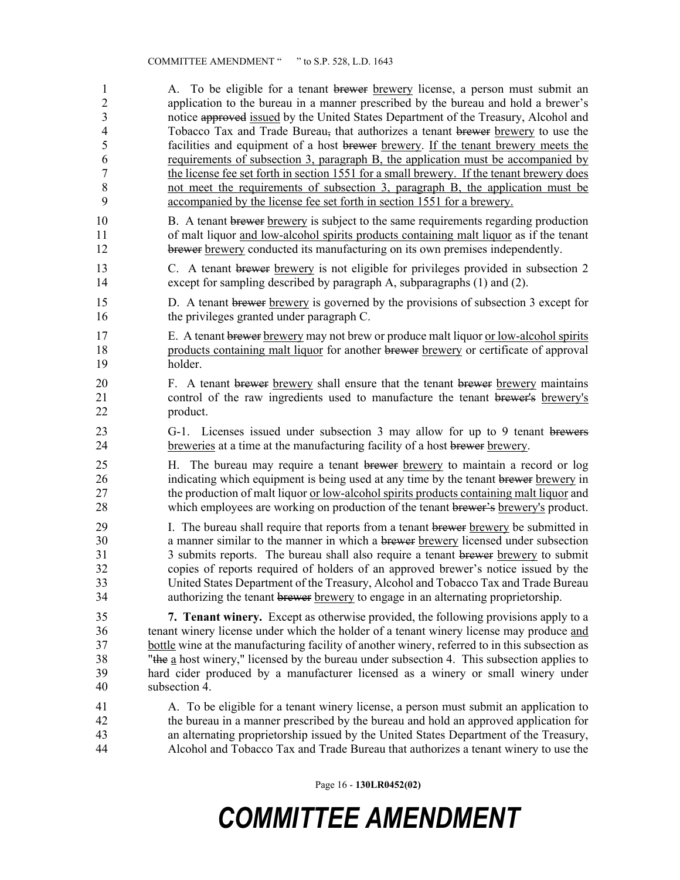A. To be eligible for a tenant ~~brewer~~ brewery license, a person must submit an application to the bureau in a manner prescribed by the bureau and hold a brewer's notice ~~approved~~ issued by the United States Department of the Treasury, Alcohol and Tobacco Tax and Trade Bureau~~,~~ that authorizes a tenant ~~brewer~~ brewery to use the facilities and equipment of a host ~~brewer~~ brewery. If the tenant brewery meets the requirements of subsection 3, paragraph B, the application must be accompanied by the license fee set forth in section 1551 for a small brewery. If the tenant brewery does not meet the requirements of subsection 3, paragraph B, the application must be accompanied by the license fee set forth in section 1551 for a brewery.

B. A tenant ~~brewer~~ brewery is subject to the same requirements regarding production of malt liquor and low-alcohol spirits products containing malt liquor as if the tenant ~~brewer~~ brewery conducted its manufacturing on its own premises independently.

C. A tenant ~~brewer~~ brewery is not eligible for privileges provided in subsection 2 except for sampling described by paragraph A, subparagraphs (1) and (2).

D. A tenant ~~brewer~~ brewery is governed by the provisions of subsection 3 except for the privileges granted under paragraph C.

E. A tenant ~~brewer~~ brewery may not brew or produce malt liquor or low-alcohol spirits products containing malt liquor for another ~~brewer~~ brewery or certificate of approval holder.

F. A tenant ~~brewer~~ brewery shall ensure that the tenant ~~brewer~~ brewery maintains control of the raw ingredients used to manufacture the tenant ~~brewer's~~ brewery's product.

G-1. Licenses issued under subsection 3 may allow for up to 9 tenant ~~brewers~~ breweries at a time at the manufacturing facility of a host ~~brewer~~ brewery.

H. The bureau may require a tenant ~~brewer~~ brewery to maintain a record or log indicating which equipment is being used at any time by the tenant ~~brewer~~ brewery in the production of malt liquor or low-alcohol spirits products containing malt liquor and which employees are working on production of the tenant ~~brewer's~~ brewery's product.

I. The bureau shall require that reports from a tenant ~~brewer~~ brewery be submitted in a manner similar to the manner in which a ~~brewer~~ brewery licensed under subsection 3 submits reports. The bureau shall also require a tenant ~~brewer~~ brewery to submit copies of reports required of holders of an approved brewer's notice issued by the United States Department of the Treasury, Alcohol and Tobacco Tax and Trade Bureau authorizing the tenant ~~brewer~~ brewery to engage in an alternating proprietorship.

**7. Tenant winery.** Except as otherwise provided, the following provisions apply to a tenant winery license under which the holder of a tenant winery license may produce and bottle wine at the manufacturing facility of another winery, referred to in this subsection as "~~the~~ a host winery," licensed by the bureau under subsection 4. This subsection applies to hard cider produced by a manufacturer licensed as a winery or small winery under subsection 4.

A. To be eligible for a tenant winery license, a person must submit an application to the bureau in a manner prescribed by the bureau and hold an approved application for an alternating proprietorship issued by the United States Department of the Treasury, Alcohol and Tobacco Tax and Trade Bureau that authorizes a tenant winery to use the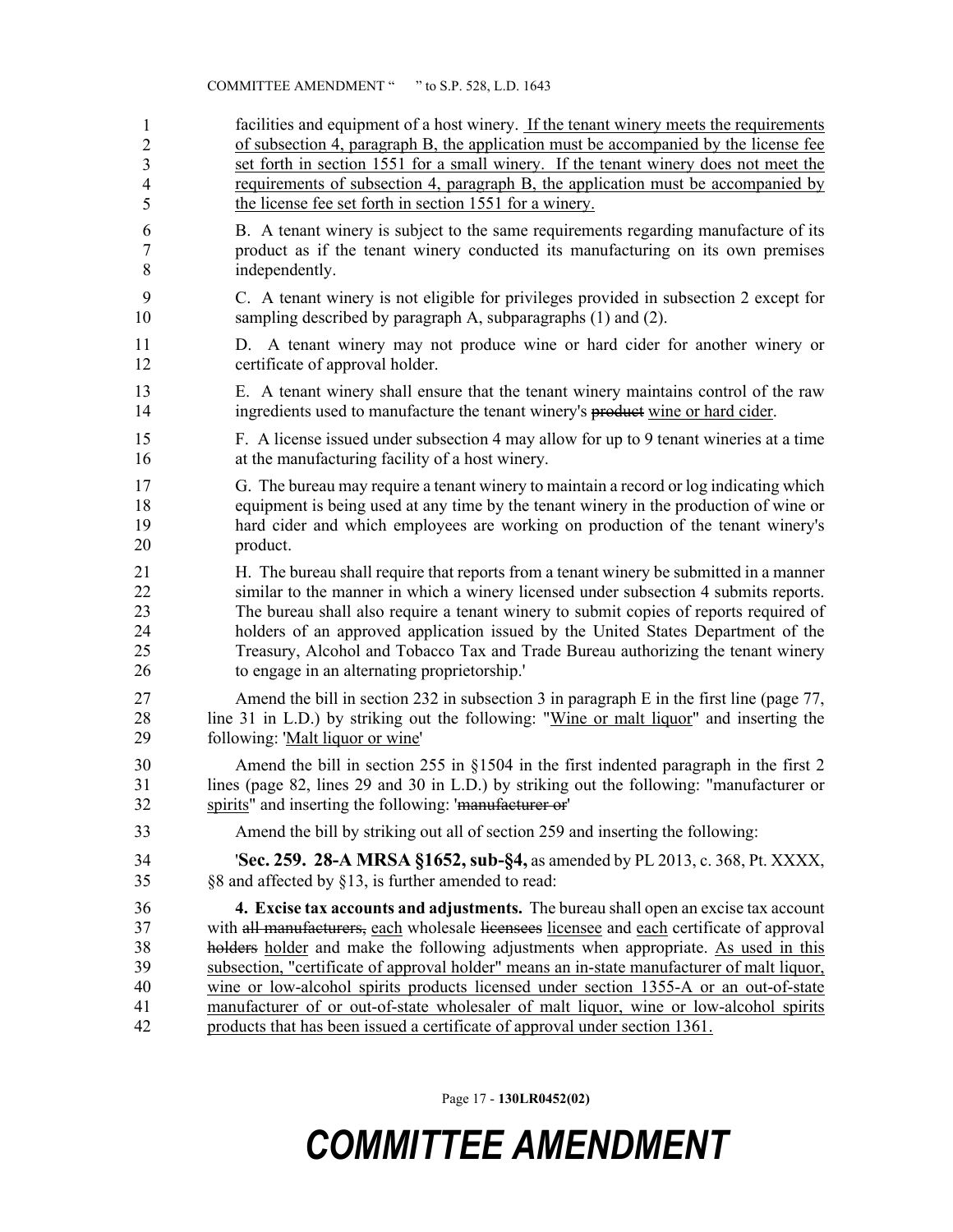facilities and equipment of a host winery. <u>If the tenant winery meets the requirements of subsection 4, paragraph B, the application must be accompanied by the license fee set forth in section 1551 for a small winery. If the tenant winery does not meet the requirements of subsection 4, paragraph B, the application must be accompanied by the license fee set forth in section 1551 for a winery.</u>

B. A tenant winery is subject to the same requirements regarding manufacture of its product as if the tenant winery conducted its manufacturing on its own premises independently.

C. A tenant winery is not eligible for privileges provided in subsection 2 except for sampling described by paragraph A, subparagraphs (1) and (2).

D. A tenant winery may not produce wine or hard cider for another winery or certificate of approval holder.

E. A tenant winery shall ensure that the tenant winery maintains control of the raw ingredients used to manufacture the tenant winery's ~~product~~ <u>wine or hard cider</u>.

F. A license issued under subsection 4 may allow for up to 9 tenant wineries at a time at the manufacturing facility of a host winery.

G. The bureau may require a tenant winery to maintain a record or log indicating which equipment is being used at any time by the tenant winery in the production of wine or hard cider and which employees are working on production of the tenant winery's product.

H. The bureau shall require that reports from a tenant winery be submitted in a manner similar to the manner in which a winery licensed under subsection 4 submits reports. The bureau shall also require a tenant winery to submit copies of reports required of holders of an approved application issued by the United States Department of the Treasury, Alcohol and Tobacco Tax and Trade Bureau authorizing the tenant winery to engage in an alternating proprietorship.'

Amend the bill in section 232 in subsection 3 in paragraph E in the first line (page 77, line 31 in L.D.) by striking out the following: "<u>Wine or malt liquor</u>" and inserting the following: '<u>Malt liquor or wine</u>'

Amend the bill in section 255 in §1504 in the first indented paragraph in the first 2 lines (page 82, lines 29 and 30 in L.D.) by striking out the following: "manufacturer <u>or spirits</u>" and inserting the following: '~~manufacturer or~~'

Amend the bill by striking out all of section 259 and inserting the following:

'**Sec. 259. 28-A MRSA §1652, sub-§4,** as amended by PL 2013, c. 368, Pt. XXXX, §8 and affected by §13, is further amended to read:

**4. Excise tax accounts and adjustments.** The bureau shall open an excise tax account with ~~all manufacturers,~~ <u>each</u> wholesale ~~licensees~~ <u>licensee</u> and <u>each</u> certificate of approval ~~holders~~ <u>holder</u> and make the following adjustments when appropriate. <u>As used in this subsection, "certificate of approval holder" means an in-state manufacturer of malt liquor, wine or low-alcohol spirits products licensed under section 1355-A or an out-of-state manufacturer of or out-of-state wholesaler of malt liquor, wine or low-alcohol spirits products that has been issued a certificate of approval under section 1361.</u>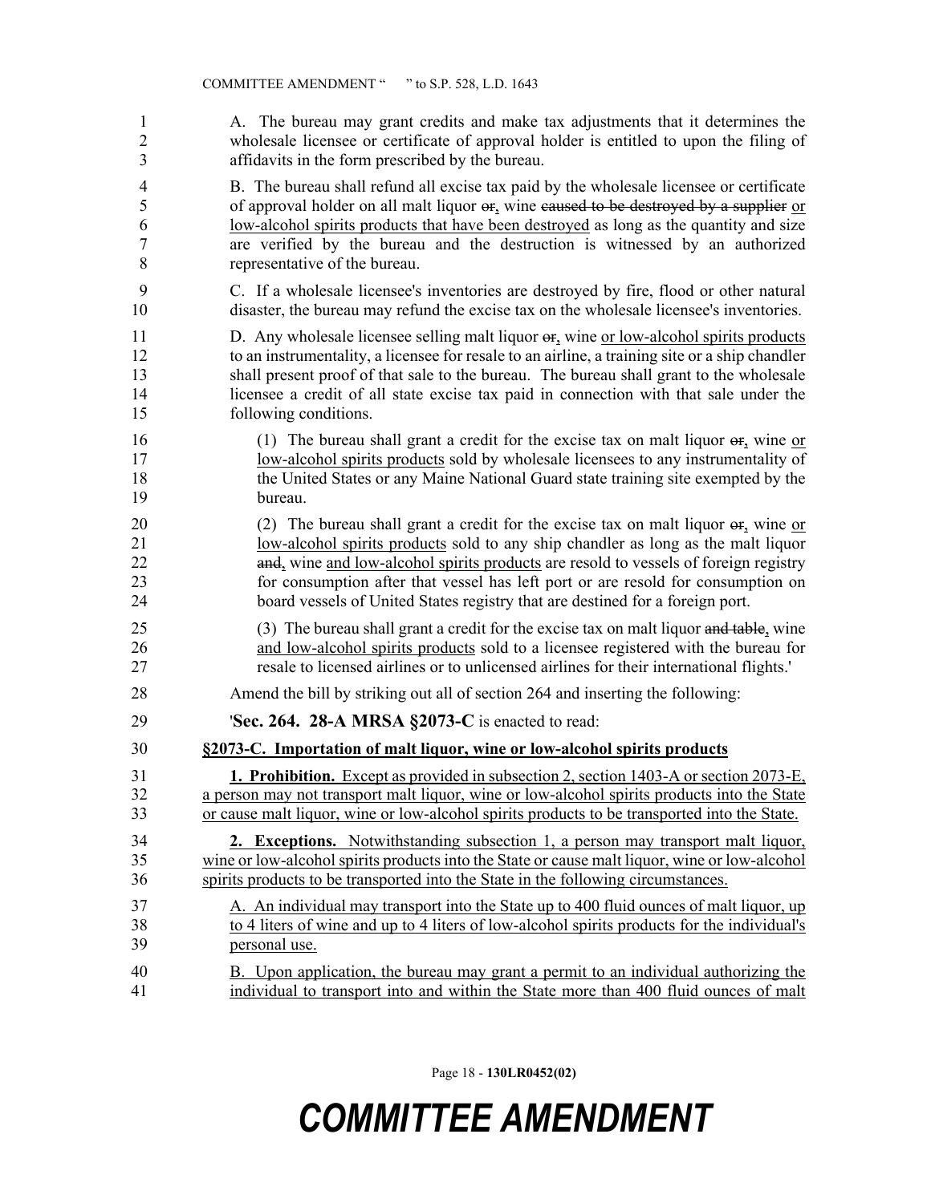A. The bureau may grant credits and make tax adjustments that it determines the wholesale licensee or certificate of approval holder is entitled to upon the filing of affidavits in the form prescribed by the bureau.

B. The bureau shall refund all excise tax paid by the wholesale licensee or certificate of approval holder on all malt liquor ~~or~~, wine ~~caused to be destroyed by a supplier~~ or low-alcohol spirits products that have been destroyed as long as the quantity and size are verified by the bureau and the destruction is witnessed by an authorized representative of the bureau.

C. If a wholesale licensee's inventories are destroyed by fire, flood or other natural disaster, the bureau may refund the excise tax on the wholesale licensee's inventories.

D. Any wholesale licensee selling malt liquor ~~or~~, wine or low-alcohol spirits products to an instrumentality, a licensee for resale to an airline, a training site or a ship chandler shall present proof of that sale to the bureau. The bureau shall grant to the wholesale licensee a credit of all state excise tax paid in connection with that sale under the following conditions.

(1) The bureau shall grant a credit for the excise tax on malt liquor ~~or~~, wine or low-alcohol spirits products sold by wholesale licensees to any instrumentality of the United States or any Maine National Guard state training site exempted by the bureau.

(2) The bureau shall grant a credit for the excise tax on malt liquor ~~or~~, wine or low-alcohol spirits products sold to any ship chandler as long as the malt liquor ~~and~~, wine and low-alcohol spirits products are resold to vessels of foreign registry for consumption after that vessel has left port or are resold for consumption on board vessels of United States registry that are destined for a foreign port.

(3) The bureau shall grant a credit for the excise tax on malt liquor ~~and table~~, wine and low-alcohol spirits products sold to a licensee registered with the bureau for resale to licensed airlines or to unlicensed airlines for their international flights.'

Amend the bill by striking out all of section 264 and inserting the following:

'**Sec. 264. 28-A MRSA §2073-C** is enacted to read:

**§2073-C. Importation of malt liquor, wine or low-alcohol spirits products**

**1. Prohibition.** Except as provided in subsection 2, section 1403-A or section 2073-E, a person may not transport malt liquor, wine or low-alcohol spirits products into the State or cause malt liquor, wine or low-alcohol spirits products to be transported into the State.

**2. Exceptions.** Notwithstanding subsection 1, a person may transport malt liquor, wine or low-alcohol spirits products into the State or cause malt liquor, wine or low-alcohol spirits products to be transported into the State in the following circumstances.

A. An individual may transport into the State up to 400 fluid ounces of malt liquor, up to 4 liters of wine and up to 4 liters of low-alcohol spirits products for the individual's personal use.

B. Upon application, the bureau may grant a permit to an individual authorizing the individual to transport into and within the State more than 400 fluid ounces of malt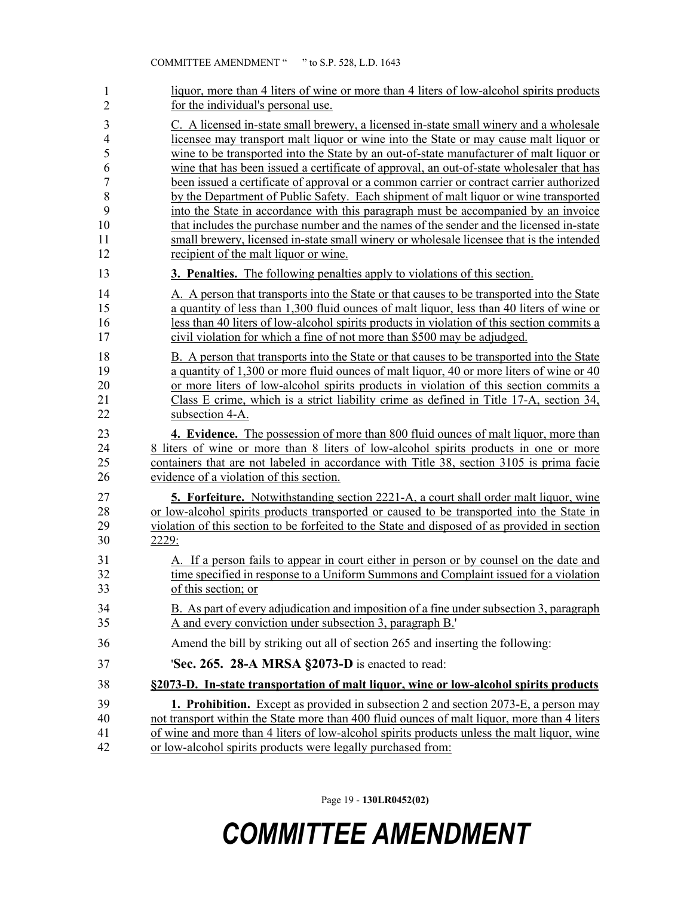liquor, more than 4 liters of wine or more than 4 liters of low-alcohol spirits products for the individual's personal use.

C. A licensed in-state small brewery, a licensed in-state small winery and a wholesale licensee may transport malt liquor or wine into the State or may cause malt liquor or wine to be transported into the State by an out-of-state manufacturer of malt liquor or wine that has been issued a certificate of approval, an out-of-state wholesaler that has been issued a certificate of approval or a common carrier or contract carrier authorized by the Department of Public Safety. Each shipment of malt liquor or wine transported into the State in accordance with this paragraph must be accompanied by an invoice that includes the purchase number and the names of the sender and the licensed in-state small brewery, licensed in-state small winery or wholesale licensee that is the intended recipient of the malt liquor or wine.

**3. Penalties.** The following penalties apply to violations of this section.

A. A person that transports into the State or that causes to be transported into the State a quantity of less than 1,300 fluid ounces of malt liquor, less than 40 liters of wine or less than 40 liters of low-alcohol spirits products in violation of this section commits a civil violation for which a fine of not more than $500 may be adjudged.

B. A person that transports into the State or that causes to be transported into the State a quantity of 1,300 or more fluid ounces of malt liquor, 40 or more liters of wine or 40 or more liters of low-alcohol spirits products in violation of this section commits a Class E crime, which is a strict liability crime as defined in Title 17-A, section 34, subsection 4-A.

**4. Evidence.** The possession of more than 800 fluid ounces of malt liquor, more than 8 liters of wine or more than 8 liters of low-alcohol spirits products in one or more containers that are not labeled in accordance with Title 38, section 3105 is prima facie evidence of a violation of this section.

**5. Forfeiture.** Notwithstanding section 2221-A, a court shall order malt liquor, wine or low-alcohol spirits products transported or caused to be transported into the State in violation of this section to be forfeited to the State and disposed of as provided in section 2229:

A. If a person fails to appear in court either in person or by counsel on the date and time specified in response to a Uniform Summons and Complaint issued for a violation of this section; or

B. As part of every adjudication and imposition of a fine under subsection 3, paragraph A and every conviction under subsection 3, paragraph B.'

Amend the bill by striking out all of section 265 and inserting the following:

'**Sec. 265. 28-A MRSA §2073-D** is enacted to read:

**§2073-D. In-state transportation of malt liquor, wine or low-alcohol spirits products**

**1. Prohibition.** Except as provided in subsection 2 and section 2073-E, a person may not transport within the State more than 400 fluid ounces of malt liquor, more than 4 liters of wine and more than 4 liters of low-alcohol spirits products unless the malt liquor, wine or low-alcohol spirits products were legally purchased from: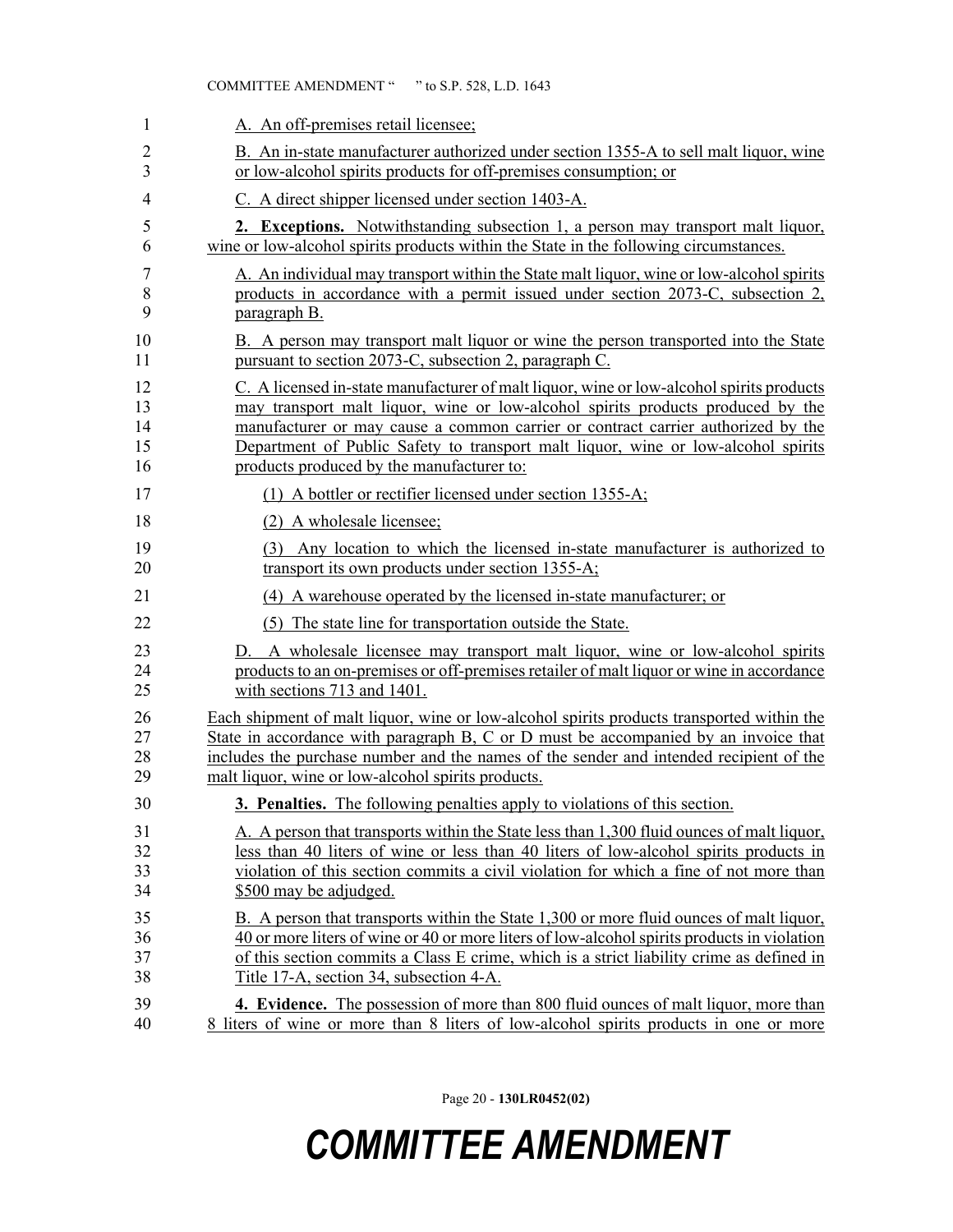A. An off-premises retail licensee;

B. An in-state manufacturer authorized under section 1355-A to sell malt liquor, wine or low-alcohol spirits products for off-premises consumption; or

C. A direct shipper licensed under section 1403-A.

**2. Exceptions.** Notwithstanding subsection 1, a person may transport malt liquor, wine or low-alcohol spirits products within the State in the following circumstances.

A. An individual may transport within the State malt liquor, wine or low-alcohol spirits products in accordance with a permit issued under section 2073-C, subsection 2, paragraph B.

B. A person may transport malt liquor or wine the person transported into the State pursuant to section 2073-C, subsection 2, paragraph C.

C. A licensed in-state manufacturer of malt liquor, wine or low-alcohol spirits products may transport malt liquor, wine or low-alcohol spirits products produced by the manufacturer or may cause a common carrier or contract carrier authorized by the Department of Public Safety to transport malt liquor, wine or low-alcohol spirits products produced by the manufacturer to:

(1) A bottler or rectifier licensed under section 1355-A;

(2) A wholesale licensee;

(3) Any location to which the licensed in-state manufacturer is authorized to transport its own products under section 1355-A;

(4) A warehouse operated by the licensed in-state manufacturer; or

(5) The state line for transportation outside the State.

D. A wholesale licensee may transport malt liquor, wine or low-alcohol spirits products to an on-premises or off-premises retailer of malt liquor or wine in accordance with sections 713 and 1401.

Each shipment of malt liquor, wine or low-alcohol spirits products transported within the State in accordance with paragraph B, C or D must be accompanied by an invoice that includes the purchase number and the names of the sender and intended recipient of the malt liquor, wine or low-alcohol spirits products.

**3. Penalties.** The following penalties apply to violations of this section.

A. A person that transports within the State less than 1,300 fluid ounces of malt liquor, less than 40 liters of wine or less than 40 liters of low-alcohol spirits products in violation of this section commits a civil violation for which a fine of not more than $500 may be adjudged.

B. A person that transports within the State 1,300 or more fluid ounces of malt liquor, 40 or more liters of wine or 40 or more liters of low-alcohol spirits products in violation of this section commits a Class E crime, which is a strict liability crime as defined in Title 17-A, section 34, subsection 4-A.

**4. Evidence.** The possession of more than 800 fluid ounces of malt liquor, more than 8 liters of wine or more than 8 liters of low-alcohol spirits products in one or more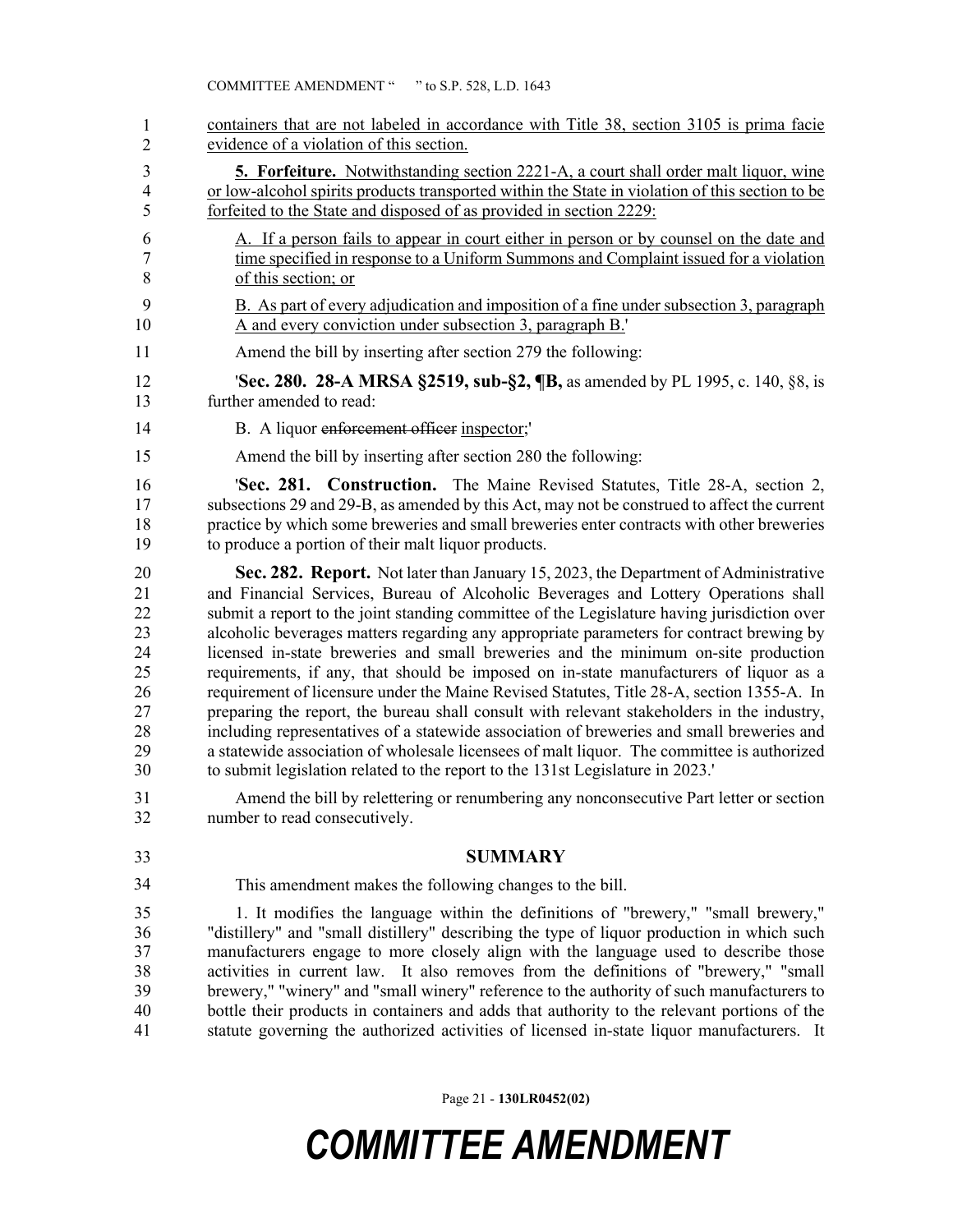containers that are not labeled in accordance with Title 38, section 3105 is prima facie evidence of a violation of this section.

**5. Forfeiture.** Notwithstanding section 2221-A, a court shall order malt liquor, wine or low-alcohol spirits products transported within the State in violation of this section to be forfeited to the State and disposed of as provided in section 2229:

A. If a person fails to appear in court either in person or by counsel on the date and time specified in response to a Uniform Summons and Complaint issued for a violation of this section; or

B. As part of every adjudication and imposition of a fine under subsection 3, paragraph A and every conviction under subsection 3, paragraph B.'

Amend the bill by inserting after section 279 the following:

'**Sec. 280. 28-A MRSA §2519, sub-§2, ¶B,** as amended by PL 1995, c. 140, §8, is further amended to read:

B. A liquor ~~enforcement officer~~ inspector;'

Amend the bill by inserting after section 280 the following:

'**Sec. 281. Construction.** The Maine Revised Statutes, Title 28-A, section 2, subsections 29 and 29-B, as amended by this Act, may not be construed to affect the current practice by which some breweries and small breweries enter contracts with other breweries to produce a portion of their malt liquor products.

**Sec. 282. Report.** Not later than January 15, 2023, the Department of Administrative and Financial Services, Bureau of Alcoholic Beverages and Lottery Operations shall submit a report to the joint standing committee of the Legislature having jurisdiction over alcoholic beverages matters regarding any appropriate parameters for contract brewing by licensed in-state breweries and small breweries and the minimum on-site production requirements, if any, that should be imposed on in-state manufacturers of liquor as a requirement of licensure under the Maine Revised Statutes, Title 28-A, section 1355-A. In preparing the report, the bureau shall consult with relevant stakeholders in the industry, including representatives of a statewide association of breweries and small breweries and a statewide association of wholesale licensees of malt liquor. The committee is authorized to submit legislation related to the report to the 131st Legislature in 2023.'

Amend the bill by relettering or renumbering any nonconsecutive Part letter or section number to read consecutively.

## SUMMARY

This amendment makes the following changes to the bill.

1. It modifies the language within the definitions of "brewery," "small brewery," "distillery" and "small distillery" describing the type of liquor production in which such manufacturers engage to more closely align with the language used to describe those activities in current law. It also removes from the definitions of "brewery," "small brewery," "winery" and "small winery" reference to the authority of such manufacturers to bottle their products in containers and adds that authority to the relevant portions of the statute governing the authorized activities of licensed in-state liquor manufacturers. It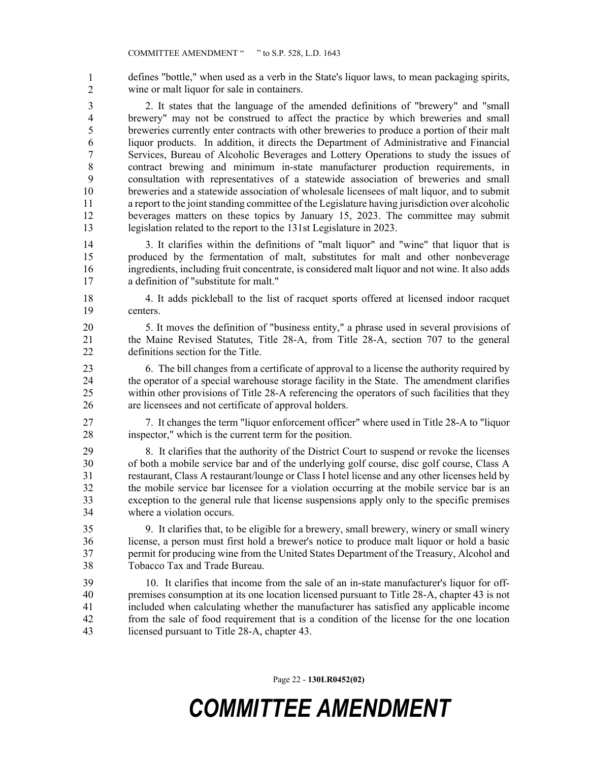defines "bottle," when used as a verb in the State's liquor laws, to mean packaging spirits, wine or malt liquor for sale in containers.

2. It states that the language of the amended definitions of "brewery" and "small brewery" may not be construed to affect the practice by which breweries and small breweries currently enter contracts with other breweries to produce a portion of their malt liquor products. In addition, it directs the Department of Administrative and Financial Services, Bureau of Alcoholic Beverages and Lottery Operations to study the issues of contract brewing and minimum in-state manufacturer production requirements, in consultation with representatives of a statewide association of breweries and small breweries and a statewide association of wholesale licensees of malt liquor, and to submit a report to the joint standing committee of the Legislature having jurisdiction over alcoholic beverages matters on these topics by January 15, 2023. The committee may submit legislation related to the report to the 131st Legislature in 2023.

3. It clarifies within the definitions of "malt liquor" and "wine" that liquor that is produced by the fermentation of malt, substitutes for malt and other nonbeverage ingredients, including fruit concentrate, is considered malt liquor and not wine. It also adds a definition of "substitute for malt."

4. It adds pickleball to the list of racquet sports offered at licensed indoor racquet centers.

5. It moves the definition of "business entity," a phrase used in several provisions of the Maine Revised Statutes, Title 28-A, from Title 28-A, section 707 to the general definitions section for the Title.

6. The bill changes from a certificate of approval to a license the authority required by the operator of a special warehouse storage facility in the State. The amendment clarifies within other provisions of Title 28-A referencing the operators of such facilities that they are licensees and not certificate of approval holders.

7. It changes the term "liquor enforcement officer" where used in Title 28-A to "liquor inspector," which is the current term for the position.

8. It clarifies that the authority of the District Court to suspend or revoke the licenses of both a mobile service bar and of the underlying golf course, disc golf course, Class A restaurant, Class A restaurant/lounge or Class I hotel license and any other licenses held by the mobile service bar licensee for a violation occurring at the mobile service bar is an exception to the general rule that license suspensions apply only to the specific premises where a violation occurs.

9. It clarifies that, to be eligible for a brewery, small brewery, winery or small winery license, a person must first hold a brewer's notice to produce malt liquor or hold a basic permit for producing wine from the United States Department of the Treasury, Alcohol and Tobacco Tax and Trade Bureau.

10. It clarifies that income from the sale of an in-state manufacturer's liquor for off-premises consumption at its one location licensed pursuant to Title 28-A, chapter 43 is not included when calculating whether the manufacturer has satisfied any applicable income from the sale of food requirement that is a condition of the license for the one location licensed pursuant to Title 28-A, chapter 43.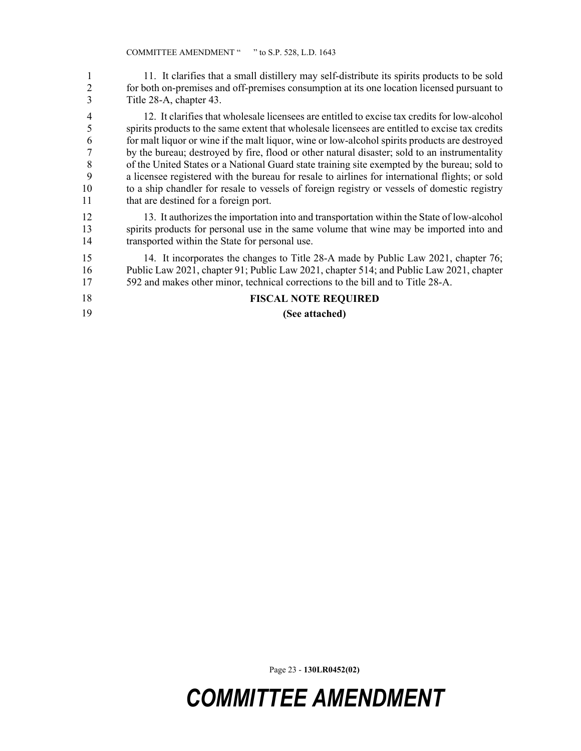11. It clarifies that a small distillery may self-distribute its spirits products to be sold for both on-premises and off-premises consumption at its one location licensed pursuant to Title 28-A, chapter 43.

12. It clarifies that wholesale licensees are entitled to excise tax credits for low-alcohol spirits products to the same extent that wholesale licensees are entitled to excise tax credits for malt liquor or wine if the malt liquor, wine or low-alcohol spirits products are destroyed by the bureau; destroyed by fire, flood or other natural disaster; sold to an instrumentality of the United States or a National Guard state training site exempted by the bureau; sold to a licensee registered with the bureau for resale to airlines for international flights; or sold to a ship chandler for resale to vessels of foreign registry or vessels of domestic registry that are destined for a foreign port.

13. It authorizes the importation into and transportation within the State of low-alcohol spirits products for personal use in the same volume that wine may be imported into and transported within the State for personal use.

14. It incorporates the changes to Title 28-A made by Public Law 2021, chapter 76; Public Law 2021, chapter 91; Public Law 2021, chapter 514; and Public Law 2021, chapter 592 and makes other minor, technical corrections to the bill and to Title 28-A.

**FISCAL NOTE REQUIRED**

**(See attached)**